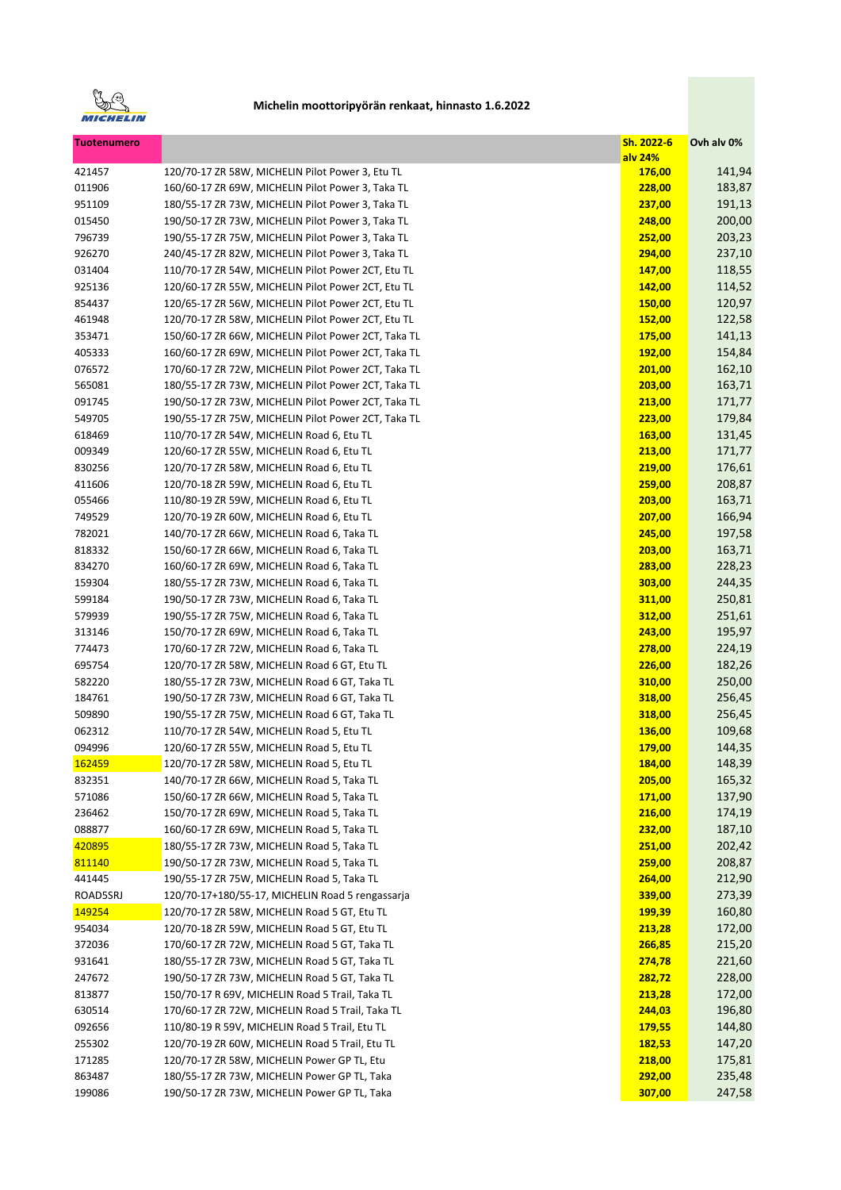# Michelin moottoripyörän renkaat, hinnasto 1.6.2022

| Tuotenumero | | Sh. 2022-6 alv 24% | Ovh alv 0% |
|---|---|---|---|
| 421457 | 120/70-17 ZR 58W, MICHELIN Pilot Power 3, Etu TL | 176,00 | 141,94 |
| 011906 | 160/60-17 ZR 69W, MICHELIN Pilot Power 3, Taka TL | 228,00 | 183,87 |
| 951109 | 180/55-17 ZR 73W, MICHELIN Pilot Power 3, Taka TL | 237,00 | 191,13 |
| 015450 | 190/50-17 ZR 73W, MICHELIN Pilot Power 3, Taka TL | 248,00 | 200,00 |
| 796739 | 190/55-17 ZR 75W, MICHELIN Pilot Power 3, Taka TL | 252,00 | 203,23 |
| 926270 | 240/45-17 ZR 82W, MICHELIN Pilot Power 3, Taka TL | 294,00 | 237,10 |
| 031404 | 110/70-17 ZR 54W, MICHELIN Pilot Power 2CT, Etu TL | 147,00 | 118,55 |
| 925136 | 120/60-17 ZR 55W, MICHELIN Pilot Power 2CT, Etu TL | 142,00 | 114,52 |
| 854437 | 120/65-17 ZR 56W, MICHELIN Pilot Power 2CT, Etu TL | 150,00 | 120,97 |
| 461948 | 120/70-17 ZR 58W, MICHELIN Pilot Power 2CT, Etu TL | 152,00 | 122,58 |
| 353471 | 150/60-17 ZR 66W, MICHELIN Pilot Power 2CT, Taka TL | 175,00 | 141,13 |
| 405333 | 160/60-17 ZR 69W, MICHELIN Pilot Power 2CT, Taka TL | 192,00 | 154,84 |
| 076572 | 170/60-17 ZR 72W, MICHELIN Pilot Power 2CT, Taka TL | 201,00 | 162,10 |
| 565081 | 180/55-17 ZR 73W, MICHELIN Pilot Power 2CT, Taka TL | 203,00 | 163,71 |
| 091745 | 190/50-17 ZR 73W, MICHELIN Pilot Power 2CT, Taka TL | 213,00 | 171,77 |
| 549705 | 190/55-17 ZR 75W, MICHELIN Pilot Power 2CT, Taka TL | 223,00 | 179,84 |
| 618469 | 110/70-17 ZR 54W, MICHELIN Road 6, Etu TL | 163,00 | 131,45 |
| 009349 | 120/60-17 ZR 55W, MICHELIN Road 6, Etu TL | 213,00 | 171,77 |
| 830256 | 120/70-17 ZR 58W, MICHELIN Road 6, Etu TL | 219,00 | 176,61 |
| 411606 | 120/70-18 ZR 59W, MICHELIN Road 6, Etu TL | 259,00 | 208,87 |
| 055466 | 110/80-19 ZR 59W, MICHELIN Road 6, Etu TL | 203,00 | 163,71 |
| 749529 | 120/70-19 ZR 60W, MICHELIN Road 6, Etu TL | 207,00 | 166,94 |
| 782021 | 140/70-17 ZR 66W, MICHELIN Road 6, Taka TL | 245,00 | 197,58 |
| 818332 | 150/60-17 ZR 66W, MICHELIN Road 6, Taka TL | 203,00 | 163,71 |
| 834270 | 160/60-17 ZR 69W, MICHELIN Road 6, Taka TL | 283,00 | 228,23 |
| 159304 | 180/55-17 ZR 73W, MICHELIN Road 6, Taka TL | 303,00 | 244,35 |
| 599184 | 190/50-17 ZR 73W, MICHELIN Road 6, Taka TL | 311,00 | 250,81 |
| 579939 | 190/55-17 ZR 75W, MICHELIN Road 6, Taka TL | 312,00 | 251,61 |
| 313146 | 150/70-17 ZR 69W, MICHELIN Road 6, Taka TL | 243,00 | 195,97 |
| 774473 | 170/60-17 ZR 72W, MICHELIN Road 6, Taka TL | 278,00 | 224,19 |
| 695754 | 120/70-17 ZR 58W, MICHELIN Road 6 GT, Etu TL | 226,00 | 182,26 |
| 582220 | 180/55-17 ZR 73W, MICHELIN Road 6 GT, Taka TL | 310,00 | 250,00 |
| 184761 | 190/50-17 ZR 73W, MICHELIN Road 6 GT, Taka TL | 318,00 | 256,45 |
| 509890 | 190/55-17 ZR 75W, MICHELIN Road 6 GT, Taka TL | 318,00 | 256,45 |
| 062312 | 110/70-17 ZR 54W, MICHELIN Road 5, Etu TL | 136,00 | 109,68 |
| 094996 | 120/60-17 ZR 55W, MICHELIN Road 5, Etu TL | 179,00 | 144,35 |
| 162459 | 120/70-17 ZR 58W, MICHELIN Road 5, Etu TL | 184,00 | 148,39 |
| 832351 | 140/70-17 ZR 66W, MICHELIN Road 5, Taka TL | 205,00 | 165,32 |
| 571086 | 150/60-17 ZR 66W, MICHELIN Road 5, Taka TL | 171,00 | 137,90 |
| 236462 | 150/70-17 ZR 69W, MICHELIN Road 5, Taka TL | 216,00 | 174,19 |
| 088877 | 160/60-17 ZR 69W, MICHELIN Road 5, Taka TL | 232,00 | 187,10 |
| 420895 | 180/55-17 ZR 73W, MICHELIN Road 5, Taka TL | 251,00 | 202,42 |
| 811140 | 190/50-17 ZR 73W, MICHELIN Road 5, Taka TL | 259,00 | 208,87 |
| 441445 | 190/55-17 ZR 75W, MICHELIN Road 5, Taka TL | 264,00 | 212,90 |
| ROAD5SRJ | 120/70-17+180/55-17, MICHELIN Road 5 rengassarja | 339,00 | 273,39 |
| 149254 | 120/70-17 ZR 58W, MICHELIN Road 5 GT, Etu TL | 199,39 | 160,80 |
| 954034 | 120/70-18 ZR 59W, MICHELIN Road 5 GT, Etu TL | 213,28 | 172,00 |
| 372036 | 170/60-17 ZR 72W, MICHELIN Road 5 GT, Taka TL | 266,85 | 215,20 |
| 931641 | 180/55-17 ZR 73W, MICHELIN Road 5 GT, Taka TL | 274,78 | 221,60 |
| 247672 | 190/50-17 ZR 73W, MICHELIN Road 5 GT, Taka TL | 282,72 | 228,00 |
| 813877 | 150/70-17 R 69V, MICHELIN Road 5 Trail, Taka TL | 213,28 | 172,00 |
| 630514 | 170/60-17 ZR 72W, MICHELIN Road 5 Trail, Taka TL | 244,03 | 196,80 |
| 092656 | 110/80-19 R 59V, MICHELIN Road 5 Trail, Etu TL | 179,55 | 144,80 |
| 255302 | 120/70-19 ZR 60W, MICHELIN Road 5 Trail, Etu TL | 182,53 | 147,20 |
| 171285 | 120/70-17 ZR 58W, MICHELIN Power GP TL, Etu | 218,00 | 175,81 |
| 863487 | 180/55-17 ZR 73W, MICHELIN Power GP TL, Taka | 292,00 | 235,48 |
| 199086 | 190/50-17 ZR 73W, MICHELIN Power GP TL, Taka | 307,00 | 247,58 |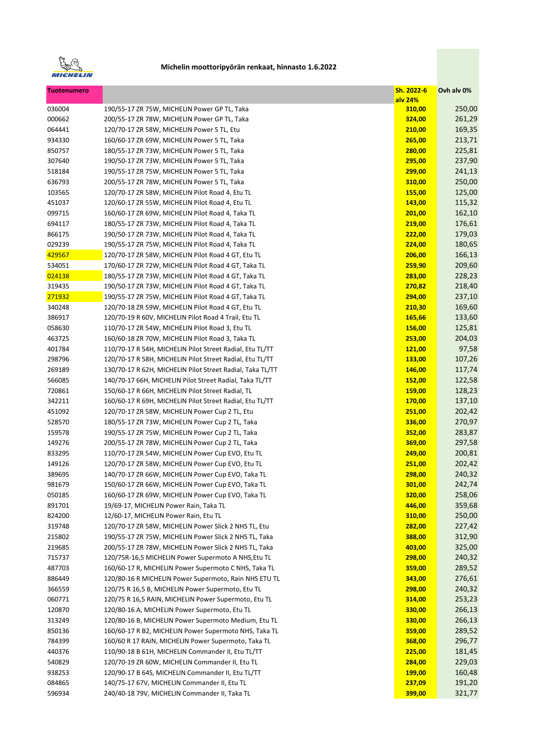**Michelin moottoripyörän renkaat, hinnasto 1.6.2022**

| Tuotenumero | | Sh. 2022-6 alv 24% | Ovh alv 0% |
|---|---|---|---|
| 036004 | 190/55-17 ZR 75W, MICHELIN Power GP TL, Taka | 310,00 | 250,00 |
| 000662 | 200/55-17 ZR 78W, MICHELIN Power GP TL, Taka | 324,00 | 261,29 |
| 064441 | 120/70-17 ZR 58W, MICHELIN Power 5 TL, Etu | 210,00 | 169,35 |
| 934330 | 160/60-17 ZR 69W, MICHELIN Power 5 TL, Taka | 265,00 | 213,71 |
| 850757 | 180/55-17 ZR 73W, MICHELIN Power 5 TL, Taka | 280,00 | 225,81 |
| 307640 | 190/50-17 ZR 73W, MICHELIN Power 5 TL, Taka | 295,00 | 237,90 |
| 518184 | 190/55-17 ZR 75W, MICHELIN Power 5 TL, Taka | 299,00 | 241,13 |
| 636793 | 200/55-17 ZR 78W, MICHELIN Power 5 TL, Taka | 310,00 | 250,00 |
| 103565 | 120/70-17 ZR 58W, MICHELIN Pilot Road 4, Etu TL | 155,00 | 125,00 |
| 451037 | 120/60-17 ZR 55W, MICHELIN Pilot Road 4, Etu TL | 143,00 | 115,32 |
| 099715 | 160/60-17 ZR 69W, MICHELIN Pilot Road 4, Taka TL | 201,00 | 162,10 |
| 694117 | 180/55-17 ZR 73W, MICHELIN Pilot Road 4, Taka TL | 219,00 | 176,61 |
| 866175 | 190/50-17 ZR 73W, MICHELIN Pilot Road 4, Taka TL | 222,00 | 179,03 |
| 029239 | 190/55-17 ZR 75W, MICHELIN Pilot Road 4, Taka TL | 224,00 | 180,65 |
| 429567 | 120/70-17 ZR 58W, MICHELIN Pilot Road 4 GT, Etu TL | 206,00 | 166,13 |
| 534051 | 170/60-17 ZR 72W, MICHELIN Pilot Road 4 GT, Taka TL | 259,90 | 209,60 |
| 024138 | 180/55-17 ZR 73W, MICHELIN Pilot Road 4 GT, Taka TL | 283,00 | 228,23 |
| 319435 | 190/50-17 ZR 73W, MICHELIN Pilot Road 4 GT, Taka TL | 270,82 | 218,40 |
| 271932 | 190/55-17 ZR 75W, MICHELIN Pilot Road 4 GT, Taka TL | 294,00 | 237,10 |
| 340248 | 120/70-18 ZR 59W, MICHELIN Pilot Road 4 GT, Etu TL | 210,30 | 169,60 |
| 386917 | 120/70-19 R 60V, MICHELIN Pilot Road 4 Trail, Etu TL | 165,66 | 133,60 |
| 058630 | 110/70-17 ZR 54W, MICHELIN Pilot Road 3, Etu TL | 156,00 | 125,81 |
| 463725 | 160/60-18 ZR 70W, MICHELIN Pilot Road 3, Taka TL | 253,00 | 204,03 |
| 401784 | 110/70-17 R 54H, MICHELIN Pilot Street Radial, Etu TL/TT | 121,00 | 97,58 |
| 298796 | 120/70-17 R 58H, MICHELIN Pilot Street Radial, Etu TL/TT | 133,00 | 107,26 |
| 269189 | 130/70-17 R 62H, MICHELIN Pilot Street Radial, Taka TL/TT | 146,00 | 117,74 |
| 566085 | 140/70-17 66H, MICHELIN Pilot Street Radial, Taka TL/TT | 152,00 | 122,58 |
| 720861 | 150/60-17 R 66H, MICHELIN Pilot Street Radial, TL | 159,00 | 128,23 |
| 342211 | 160/60-17 R 69H, MICHELIN Pilot Street Radial, Etu TL/TT | 170,00 | 137,10 |
| 451092 | 120/70-17 ZR 58W, MICHELIN Power Cup 2 TL, Etu | 251,00 | 202,42 |
| 528570 | 180/55-17 ZR 73W, MICHELIN Power Cup 2 TL, Taka | 336,00 | 270,97 |
| 159578 | 190/55-17 ZR 75W, MICHELIN Power Cup 2 TL, Taka | 352,00 | 283,87 |
| 149276 | 200/55-17 ZR 78W, MICHELIN Power Cup 2 TL, Taka | 369,00 | 297,58 |
| 833295 | 110/70-17 ZR 54W, MICHELIN Power Cup EVO, Etu TL | 249,00 | 200,81 |
| 149126 | 120/70-17 ZR 58W, MICHELIN Power Cup EVO, Etu TL | 251,00 | 202,42 |
| 389695 | 140/70-17 ZR 66W, MICHELIN Power Cup EVO, Taka TL | 298,00 | 240,32 |
| 981679 | 150/60-17 ZR 66W, MICHELIN Power Cup EVO, Taka TL | 301,00 | 242,74 |
| 050185 | 160/60-17 ZR 69W, MICHELIN Power Cup EVO, Taka TL | 320,00 | 258,06 |
| 891701 | 19/69-17, MICHELIN Power Rain, Taka TL | 446,00 | 359,68 |
| 824200 | 12/60-17, MICHELIN Power Rain, Etu TL | 310,00 | 250,00 |
| 319748 | 120/70-17 ZR 58W, MICHELIN Power Slick 2 NHS TL, Etu | 282,00 | 227,42 |
| 215802 | 190/55-17 ZR 75W, MICHELIN Power Slick 2 NHS TL, Taka | 388,00 | 312,90 |
| 219685 | 200/55-17 ZR 78W, MICHELIN Power Slick 2 NHS TL, Taka | 403,00 | 325,00 |
| 715737 | 120/75R-16,5 MICHELIN Power Supermoto A NHS,Etu TL | 298,00 | 240,32 |
| 487703 | 160/60-17 R, MICHELIN Power Supermoto C NHS, Taka TL | 359,00 | 289,52 |
| 886449 | 120/80-16 R MICHELIN Power Supermoto, Rain NHS ETU TL | 343,00 | 276,61 |
| 366559 | 120/75 R 16,5 B, MICHELIN Power Supermoto, Etu TL | 298,00 | 240,32 |
| 060771 | 120/75 R 16,5 RAIN, MICHELIN Power Supermoto, Etu TL | 314,00 | 253,23 |
| 120870 | 120/80-16 A, MICHELIN Power Supermoto, Etu TL | 330,00 | 266,13 |
| 313249 | 120/80-16 B, MICHELIN Power Supermoto Medium, Etu TL | 330,00 | 266,13 |
| 850136 | 160/60-17 R B2, MICHELIN Power Supermoto NHS, Taka TL | 359,00 | 289,52 |
| 784399 | 160/60 R 17 RAIN, MICHELIN Power Supermoto, Taka TL | 368,00 | 296,77 |
| 440376 | 110/90-18 B 61H, MICHELIN Commander II, Etu TL/TT | 225,00 | 181,45 |
| 540829 | 120/70-19 ZR 60W, MICHELIN Commander II, Etu TL | 284,00 | 229,03 |
| 938253 | 120/90-17 B 64S, MICHELIN Commander II, Etu TL/TT | 199,00 | 160,48 |
| 084865 | 140/75-17 67V, MICHELIN Commander II, Etu TL | 237,09 | 191,20 |
| 596934 | 240/40-18 79V, MICHELIN Commander II, Taka TL | 399,00 | 321,77 |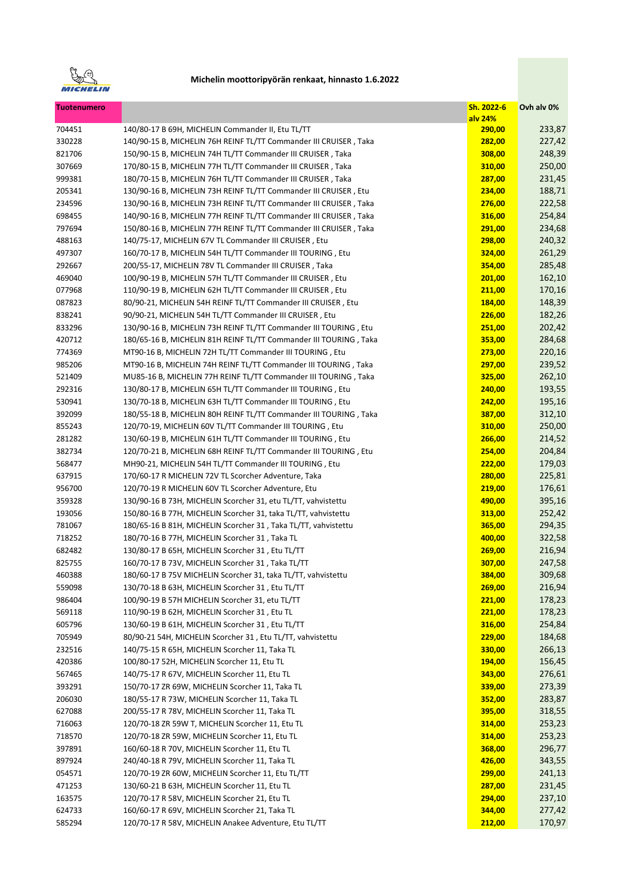**Michelin moottoripyörän renkaat, hinnasto 1.6.2022**

| Tuotenumero | | Sh. 2022-6 alv 24% | Ovh alv 0% |
|---|---|---|---|
| 704451 | 140/80-17 B 69H, MICHELIN Commander II, Etu TL/TT | **290,00** | 233,87 |
| 330228 | 140/90-15 B, MICHELIN 76H REINF TL/TT Commander III CRUISER , Taka | **282,00** | 227,42 |
| 821706 | 150/90-15 B, MICHELIN 74H TL/TT Commander III CRUISER , Taka | **308,00** | 248,39 |
| 307669 | 170/80-15 B, MICHELIN 77H TL/TT Commander III CRUISER , Taka | **310,00** | 250,00 |
| 999381 | 180/70-15 B, MICHELIN 76H TL/TT Commander III CRUISER , Taka | **287,00** | 231,45 |
| 205341 | 130/90-16 B, MICHELIN 73H REINF TL/TT Commander III CRUISER , Etu | **234,00** | 188,71 |
| 234596 | 130/90-16 B, MICHELIN 73H REINF TL/TT Commander III CRUISER , Taka | **276,00** | 222,58 |
| 698455 | 140/90-16 B, MICHELIN 77H REINF TL/TT Commander III CRUISER , Taka | **316,00** | 254,84 |
| 797694 | 150/80-16 B, MICHELIN 77H REINF TL/TT Commander III CRUISER , Taka | **291,00** | 234,68 |
| 488163 | 140/75-17, MICHELIN 67V TL Commander III CRUISER , Etu | **298,00** | 240,32 |
| 497307 | 160/70-17 B, MICHELIN 54H TL/TT Commander III TOURING , Etu | **324,00** | 261,29 |
| 292667 | 200/55-17, MICHELIN 78V TL Commander III CRUISER , Taka | **354,00** | 285,48 |
| 469040 | 100/90-19 B, MICHELIN 57H TL/TT Commander III CRUISER , Etu | **201,00** | 162,10 |
| 077968 | 110/90-19 B, MICHELIN 62H TL/TT Commander III CRUISER , Etu | **211,00** | 170,16 |
| 087823 | 80/90-21, MICHELIN 54H REINF TL/TT Commander III CRUISER , Etu | **184,00** | 148,39 |
| 838241 | 90/90-21, MICHELIN 54H TL/TT Commander III CRUISER , Etu | **226,00** | 182,26 |
| 833296 | 130/90-16 B, MICHELIN 73H REINF TL/TT Commander III TOURING , Etu | **251,00** | 202,42 |
| 420712 | 180/65-16 B, MICHELIN 81H REINF TL/TT Commander III TOURING , Taka | **353,00** | 284,68 |
| 774369 | MT90-16 B, MICHELIN 72H TL/TT Commander III TOURING , Etu | **273,00** | 220,16 |
| 985206 | MT90-16 B, MICHELIN 74H REINF TL/TT Commander III TOURING , Taka | **297,00** | 239,52 |
| 521409 | MU85-16 B, MICHELIN 77H REINF TL/TT Commander III TOURING , Taka | **325,00** | 262,10 |
| 292316 | 130/80-17 B, MICHELIN 65H TL/TT Commander III TOURING , Etu | **240,00** | 193,55 |
| 530941 | 130/70-18 B, MICHELIN 63H TL/TT Commander III TOURING , Etu | **242,00** | 195,16 |
| 392099 | 180/55-18 B, MICHELIN 80H REINF TL/TT Commander III TOURING , Taka | **387,00** | 312,10 |
| 855243 | 120/70-19, MICHELIN 60V TL/TT Commander III TOURING , Etu | **310,00** | 250,00 |
| 281282 | 130/60-19 B, MICHELIN 61H TL/TT Commander III TOURING , Etu | **266,00** | 214,52 |
| 382734 | 120/70-21 B, MICHELIN 68H REINF TL/TT Commander III TOURING , Etu | **254,00** | 204,84 |
| 568477 | MH90-21, MICHELIN 54H TL/TT Commander III TOURING , Etu | **222,00** | 179,03 |
| 637915 | 170/60-17 R MICHELIN 72V TL Scorcher Adventure, Taka | **280,00** | 225,81 |
| 956700 | 120/70-19 R MICHELIN 60V TL Scorcher Adventure, Etu | **219,00** | 176,61 |
| 359328 | 130/90-16 B 73H, MICHELIN Scorcher 31, etu TL/TT, vahvistettu | **490,00** | 395,16 |
| 193056 | 150/80-16 B 77H, MICHELIN Scorcher 31, taka TL/TT, vahvistettu | **313,00** | 252,42 |
| 781067 | 180/65-16 B 81H, MICHELIN Scorcher 31 , Taka TL/TT, vahvistettu | **365,00** | 294,35 |
| 718252 | 180/70-16 B 77H, MICHELIN Scorcher 31 , Taka TL | **400,00** | 322,58 |
| 682482 | 130/80-17 B 65H, MICHELIN Scorcher 31 , Etu TL/TT | **269,00** | 216,94 |
| 825755 | 160/70-17 B 73V, MICHELIN Scorcher 31 , Taka TL/TT | **307,00** | 247,58 |
| 460388 | 180/60-17 B 75V MICHELIN Scorcher 31, taka TL/TT, vahvistettu | **384,00** | 309,68 |
| 559098 | 130/70-18 B 63H, MICHELIN Scorcher 31 , Etu TL/TT | **269,00** | 216,94 |
| 986404 | 100/90-19 B 57H MICHELIN Scorcher 31, etu TL/TT | **221,00** | 178,23 |
| 569118 | 110/90-19 B 62H, MICHELIN Scorcher 31 , Etu TL | **221,00** | 178,23 |
| 605796 | 130/60-19 B 61H, MICHELIN Scorcher 31 , Etu TL/TT | **316,00** | 254,84 |
| 705949 | 80/90-21 54H, MICHELIN Scorcher 31 , Etu TL/TT, vahvistettu | **229,00** | 184,68 |
| 232516 | 140/75-15 R 65H, MICHELIN Scorcher 11, Taka TL | **330,00** | 266,13 |
| 420386 | 100/80-17 52H, MICHELIN Scorcher 11, Etu TL | **194,00** | 156,45 |
| 567465 | 140/75-17 R 67V, MICHELIN Scorcher 11, Etu TL | **343,00** | 276,61 |
| 393291 | 150/70-17 ZR 69W, MICHELIN Scorcher 11, Taka TL | **339,00** | 273,39 |
| 206030 | 180/55-17 R 73W, MICHELIN Scorcher 11, Taka TL | **352,00** | 283,87 |
| 627088 | 200/55-17 R 78V, MICHELIN Scorcher 11, Taka TL | **395,00** | 318,55 |
| 716063 | 120/70-18 ZR 59W T, MICHELIN Scorcher 11, Etu TL | **314,00** | 253,23 |
| 718570 | 120/70-18 ZR 59W, MICHELIN Scorcher 11, Etu TL | **314,00** | 253,23 |
| 397891 | 160/60-18 R 70V, MICHELIN Scorcher 11, Etu TL | **368,00** | 296,77 |
| 897924 | 240/40-18 R 79V, MICHELIN Scorcher 11, Taka TL | **426,00** | 343,55 |
| 054571 | 120/70-19 ZR 60W, MICHELIN Scorcher 11, Etu TL/TT | **299,00** | 241,13 |
| 471253 | 130/60-21 B 63H, MICHELIN Scorcher 11, Etu TL | **287,00** | 231,45 |
| 163575 | 120/70-17 R 58V, MICHELIN Scorcher 21, Etu TL | **294,00** | 237,10 |
| 624733 | 160/60-17 R 69V, MICHELIN Scorcher 21, Taka TL | **344,00** | 277,42 |
| 585294 | 120/70-17 R 58V, MICHELIN Anakee Adventure, Etu TL/TT | **212,00** | 170,97 |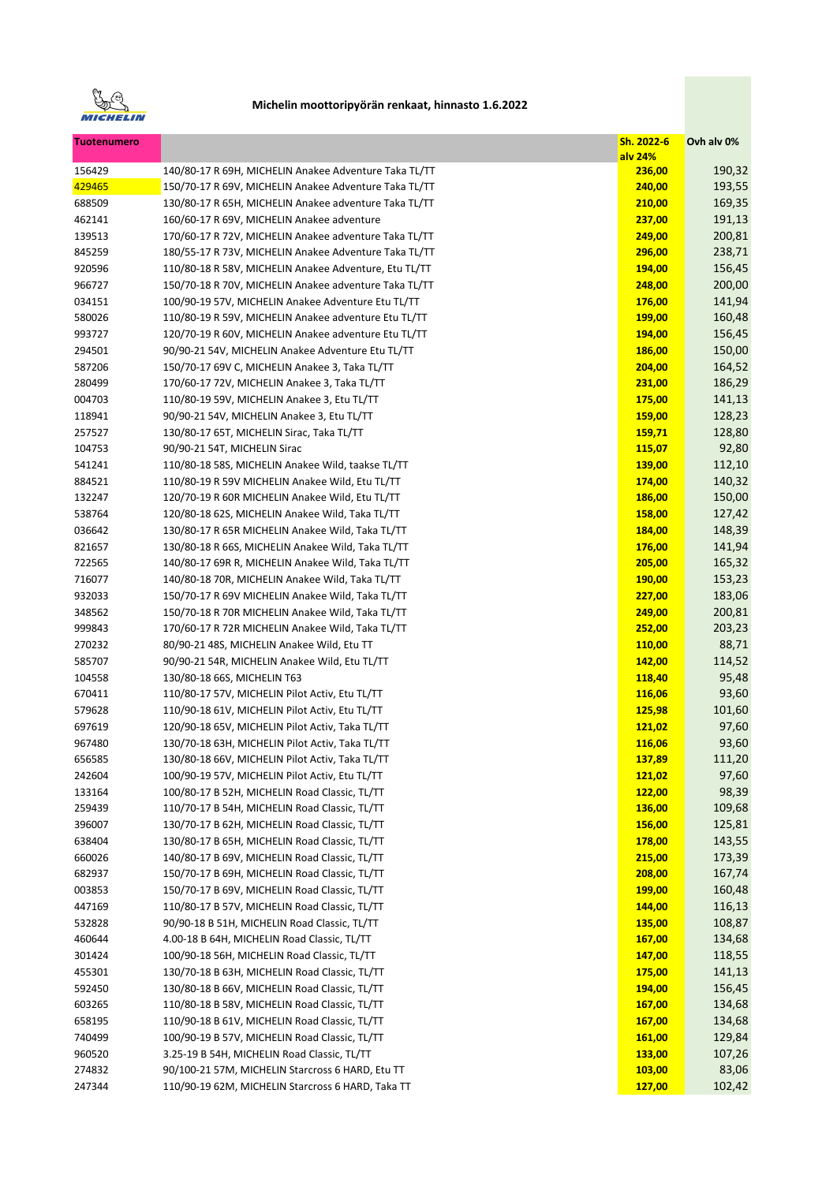**Michelin moottoripyörän renkaat, hinnasto 1.6.2022**

| Tuotenumero | | Sh. 2022-6 alv 24% | Ovh alv 0% |
|---|---|---|---|
| 156429 | 140/80-17 R 69H, MICHELIN Anakee Adventure Taka TL/TT | 236,00 | 190,32 |
| 429465 | 150/70-17 R 69V, MICHELIN Anakee Adventure Taka TL/TT | 240,00 | 193,55 |
| 688509 | 130/80-17 R 65H, MICHELIN Anakee adventure Taka TL/TT | 210,00 | 169,35 |
| 462141 | 160/60-17 R 69V, MICHELIN Anakee adventure | 237,00 | 191,13 |
| 139513 | 170/60-17 R 72V, MICHELIN Anakee adventure Taka TL/TT | 249,00 | 200,81 |
| 845259 | 180/55-17 R 73V, MICHELIN Anakee Adventure Taka TL/TT | 296,00 | 238,71 |
| 920596 | 110/80-18 R 58V, MICHELIN Anakee Adventure, Etu TL/TT | 194,00 | 156,45 |
| 966727 | 150/70-18 R 70V, MICHELIN Anakee adventure Taka TL/TT | 248,00 | 200,00 |
| 034151 | 100/90-19 57V, MICHELIN Anakee Adventure Etu TL/TT | 176,00 | 141,94 |
| 580026 | 110/80-19 R 59V, MICHELIN Anakee adventure Etu TL/TT | 199,00 | 160,48 |
| 993727 | 120/70-19 R 60V, MICHELIN Anakee adventure Etu TL/TT | 194,00 | 156,45 |
| 294501 | 90/90-21 54V, MICHELIN Anakee Adventure Etu TL/TT | 186,00 | 150,00 |
| 587206 | 150/70-17 69V C, MICHELIN Anakee 3, Taka TL/TT | 204,00 | 164,52 |
| 280499 | 170/60-17 72V, MICHELIN Anakee 3, Taka TL/TT | 231,00 | 186,29 |
| 004703 | 110/80-19 59V, MICHELIN Anakee 3, Etu TL/TT | 175,00 | 141,13 |
| 118941 | 90/90-21 54V, MICHELIN Anakee 3, Etu TL/TT | 159,00 | 128,23 |
| 257527 | 130/80-17 65T, MICHELIN Sirac, Taka TL/TT | 159,71 | 128,80 |
| 104753 | 90/90-21 54T, MICHELIN Sirac | 115,07 | 92,80 |
| 541241 | 110/80-18 58S, MICHELIN Anakee Wild, taakse TL/TT | 139,00 | 112,10 |
| 884521 | 110/80-19 R 59V MICHELIN Anakee Wild, Etu TL/TT | 174,00 | 140,32 |
| 132247 | 120/70-19 R 60R MICHELIN Anakee Wild, Etu TL/TT | 186,00 | 150,00 |
| 538764 | 120/80-18 62S, MICHELIN Anakee Wild, Taka TL/TT | 158,00 | 127,42 |
| 036642 | 130/80-17 R 65R MICHELIN Anakee Wild, Taka TL/TT | 184,00 | 148,39 |
| 821657 | 130/80-18 R 66S, MICHELIN Anakee Wild, Taka TL/TT | 176,00 | 141,94 |
| 722565 | 140/80-17 69R R, MICHELIN Anakee Wild, Taka TL/TT | 205,00 | 165,32 |
| 716077 | 140/80-18 70R, MICHELIN Anakee Wild, Taka TL/TT | 190,00 | 153,23 |
| 932033 | 150/70-17 R 69V MICHELIN Anakee Wild, Taka TL/TT | 227,00 | 183,06 |
| 348562 | 150/70-18 R 70R MICHELIN Anakee Wild, Taka TL/TT | 249,00 | 200,81 |
| 999843 | 170/60-17 R 72R MICHELIN Anakee Wild, Taka TL/TT | 252,00 | 203,23 |
| 270232 | 80/90-21 48S, MICHELIN Anakee Wild, Etu TT | 110,00 | 88,71 |
| 585707 | 90/90-21 54R, MICHELIN Anakee Wild, Etu TL/TT | 142,00 | 114,52 |
| 104558 | 130/80-18 66S, MICHELIN T63 | 118,40 | 95,48 |
| 670411 | 110/80-17 57V, MICHELIN Pilot Activ, Etu TL/TT | 116,06 | 93,60 |
| 579628 | 110/90-18 61V, MICHELIN Pilot Activ, Etu TL/TT | 125,98 | 101,60 |
| 697619 | 120/90-18 65V, MICHELIN Pilot Activ, Taka TL/TT | 121,02 | 97,60 |
| 967480 | 130/70-18 63H, MICHELIN Pilot Activ, Taka TL/TT | 116,06 | 93,60 |
| 656585 | 130/80-18 66V, MICHELIN Pilot Activ, Taka TL/TT | 137,89 | 111,20 |
| 242604 | 100/90-19 57V, MICHELIN Pilot Activ, Etu TL/TT | 121,02 | 97,60 |
| 133164 | 100/80-17 B 52H, MICHELIN Road Classic, TL/TT | 122,00 | 98,39 |
| 259439 | 110/70-17 B 54H, MICHELIN Road Classic, TL/TT | 136,00 | 109,68 |
| 396007 | 130/70-17 B 62H, MICHELIN Road Classic, TL/TT | 156,00 | 125,81 |
| 638404 | 130/80-17 B 65H, MICHELIN Road Classic, TL/TT | 178,00 | 143,55 |
| 660026 | 140/80-17 B 69V, MICHELIN Road Classic, TL/TT | 215,00 | 173,39 |
| 682937 | 150/70-17 B 69H, MICHELIN Road Classic, TL/TT | 208,00 | 167,74 |
| 003853 | 150/70-17 B 69V, MICHELIN Road Classic, TL/TT | 199,00 | 160,48 |
| 447169 | 110/80-17 B 57V, MICHELIN Road Classic, TL/TT | 144,00 | 116,13 |
| 532828 | 90/90-18 B 51H, MICHELIN Road Classic, TL/TT | 135,00 | 108,87 |
| 460644 | 4.00-18 B 64H, MICHELIN Road Classic, TL/TT | 167,00 | 134,68 |
| 301424 | 100/90-18 56H, MICHELIN Road Classic, TL/TT | 147,00 | 118,55 |
| 455301 | 130/70-18 B 63H, MICHELIN Road Classic, TL/TT | 175,00 | 141,13 |
| 592450 | 130/80-18 B 66V, MICHELIN Road Classic, TL/TT | 194,00 | 156,45 |
| 603265 | 110/80-18 B 58V, MICHELIN Road Classic, TL/TT | 167,00 | 134,68 |
| 658195 | 110/90-18 B 61V, MICHELIN Road Classic, TL/TT | 167,00 | 134,68 |
| 740499 | 100/90-19 B 57V, MICHELIN Road Classic, TL/TT | 161,00 | 129,84 |
| 960520 | 3.25-19 B 54H, MICHELIN Road Classic, TL/TT | 133,00 | 107,26 |
| 274832 | 90/100-21 57M, MICHELIN Starcross 6 HARD, Etu TT | 103,00 | 83,06 |
| 247344 | 110/90-19 62M, MICHELIN Starcross 6 HARD, Taka TT | 127,00 | 102,42 |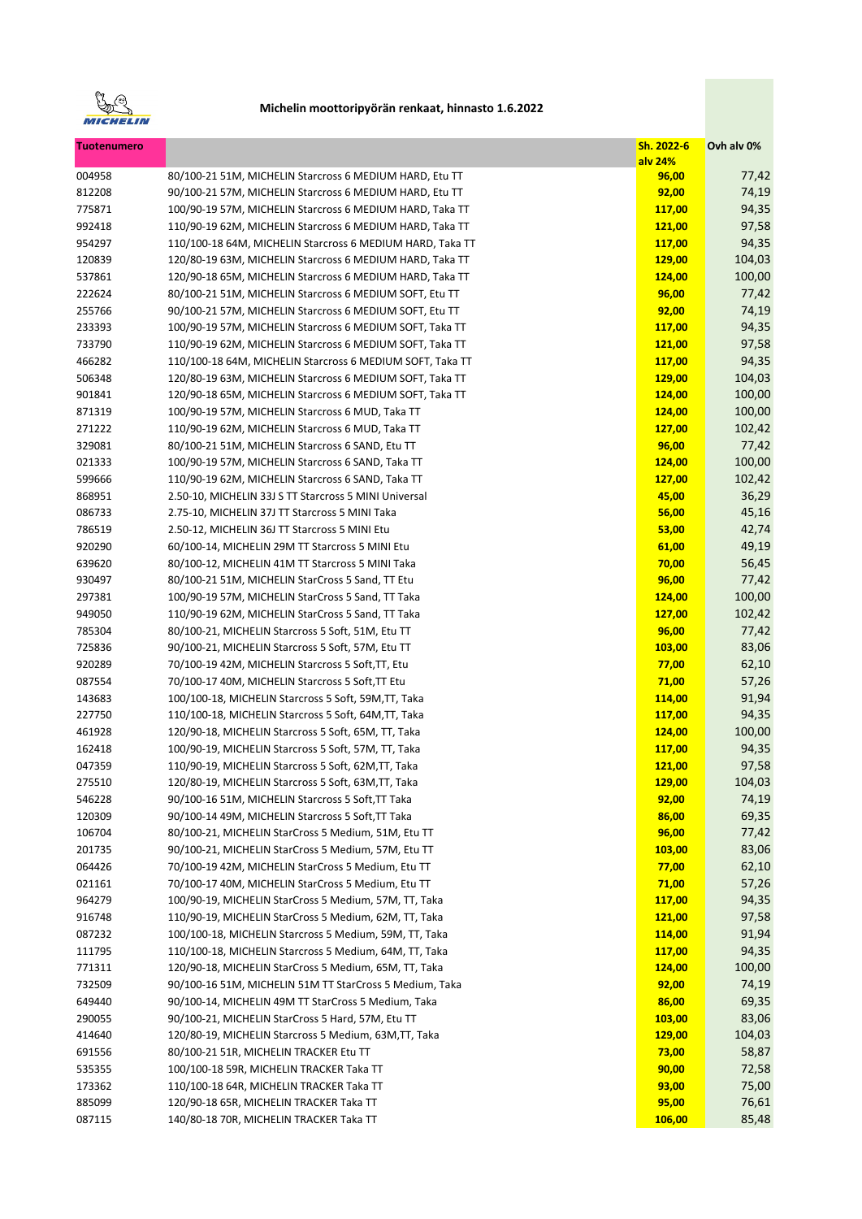**Michelin moottoripyörän renkaat, hinnasto 1.6.2022**

| Tuotenumero | | Sh. 2022-6 alv 24% | Ovh alv 0% |
|---|---|---|---|
| 004958 | 80/100-21 51M, MICHELIN Starcross 6 MEDIUM HARD, Etu TT | 96,00 | 77,42 |
| 812208 | 90/100-21 57M, MICHELIN Starcross 6 MEDIUM HARD, Etu TT | 92,00 | 74,19 |
| 775871 | 100/90-19 57M, MICHELIN Starcross 6 MEDIUM HARD, Taka TT | 117,00 | 94,35 |
| 992418 | 110/90-19 62M, MICHELIN Starcross 6 MEDIUM HARD, Taka TT | 121,00 | 97,58 |
| 954297 | 110/100-18 64M, MICHELIN Starcross 6 MEDIUM HARD, Taka TT | 117,00 | 94,35 |
| 120839 | 120/80-19 63M, MICHELIN Starcross 6 MEDIUM HARD, Taka TT | 129,00 | 104,03 |
| 537861 | 120/90-18 65M, MICHELIN Starcross 6 MEDIUM HARD, Taka TT | 124,00 | 100,00 |
| 222624 | 80/100-21 51M, MICHELIN Starcross 6 MEDIUM SOFT, Etu TT | 96,00 | 77,42 |
| 255766 | 90/100-21 57M, MICHELIN Starcross 6 MEDIUM SOFT, Etu TT | 92,00 | 74,19 |
| 233393 | 100/90-19 57M, MICHELIN Starcross 6 MEDIUM SOFT, Taka TT | 117,00 | 94,35 |
| 733790 | 110/90-19 62M, MICHELIN Starcross 6 MEDIUM SOFT, Taka TT | 121,00 | 97,58 |
| 466282 | 110/100-18 64M, MICHELIN Starcross 6 MEDIUM SOFT, Taka TT | 117,00 | 94,35 |
| 506348 | 120/80-19 63M, MICHELIN Starcross 6 MEDIUM SOFT, Taka TT | 129,00 | 104,03 |
| 901841 | 120/90-18 65M, MICHELIN Starcross 6 MEDIUM SOFT, Taka TT | 124,00 | 100,00 |
| 871319 | 100/90-19 57M, MICHELIN Starcross 6 MUD, Taka TT | 124,00 | 100,00 |
| 271222 | 110/90-19 62M, MICHELIN Starcross 6 MUD, Taka TT | 127,00 | 102,42 |
| 329081 | 80/100-21 51M, MICHELIN Starcross 6 SAND, Etu TT | 96,00 | 77,42 |
| 021333 | 100/90-19 57M, MICHELIN Starcross 6 SAND, Taka TT | 124,00 | 100,00 |
| 599666 | 110/90-19 62M, MICHELIN Starcross 6 SAND, Taka TT | 127,00 | 102,42 |
| 868951 | 2.50-10, MICHELIN 33J S TT Starcross 5 MINI Universal | 45,00 | 36,29 |
| 086733 | 2.75-10, MICHELIN 37J TT Starcross 5 MINI Taka | 56,00 | 45,16 |
| 786519 | 2.50-12, MICHELIN 36J TT Starcross 5 MINI Etu | 53,00 | 42,74 |
| 920290 | 60/100-14, MICHELIN 29M TT Starcross 5 MINI Etu | 61,00 | 49,19 |
| 639620 | 80/100-12, MICHELIN 41M TT Starcross 5 MINI Taka | 70,00 | 56,45 |
| 930497 | 80/100-21 51M, MICHELIN StarCross 5 Sand, TT Etu | 96,00 | 77,42 |
| 297381 | 100/90-19 57M, MICHELIN StarCross 5 Sand, TT Taka | 124,00 | 100,00 |
| 949050 | 110/90-19 62M, MICHELIN StarCross 5 Sand, TT Taka | 127,00 | 102,42 |
| 785304 | 80/100-21, MICHELIN Starcross 5 Soft, 51M, Etu TT | 96,00 | 77,42 |
| 725836 | 90/100-21, MICHELIN Starcross 5 Soft, 57M, Etu TT | 103,00 | 83,06 |
| 920289 | 70/100-19 42M, MICHELIN Starcross 5 Soft,TT, Etu | 77,00 | 62,10 |
| 087554 | 70/100-17 40M, MICHELIN Starcross 5 Soft,TT Etu | 71,00 | 57,26 |
| 143683 | 100/100-18, MICHELIN Starcross 5 Soft, 59M,TT, Taka | 114,00 | 91,94 |
| 227750 | 110/100-18, MICHELIN Starcross 5 Soft, 64M,TT, Taka | 117,00 | 94,35 |
| 461928 | 120/90-18, MICHELIN Starcross 5 Soft, 65M, TT, Taka | 124,00 | 100,00 |
| 162418 | 100/90-19, MICHELIN Starcross 5 Soft, 57M, TT, Taka | 117,00 | 94,35 |
| 047359 | 110/90-19, MICHELIN Starcross 5 Soft, 62M,TT, Taka | 121,00 | 97,58 |
| 275510 | 120/80-19, MICHELIN Starcross 5 Soft, 63M,TT, Taka | 129,00 | 104,03 |
| 546228 | 90/100-16 51M, MICHELIN Starcross 5 Soft,TT Taka | 92,00 | 74,19 |
| 120309 | 90/100-14 49M, MICHELIN Starcross 5 Soft,TT Taka | 86,00 | 69,35 |
| 106704 | 80/100-21, MICHELIN StarCross 5 Medium, 51M, Etu TT | 96,00 | 77,42 |
| 201735 | 90/100-21, MICHELIN StarCross 5 Medium, 57M, Etu TT | 103,00 | 83,06 |
| 064426 | 70/100-19 42M, MICHELIN StarCross 5 Medium, Etu TT | 77,00 | 62,10 |
| 021161 | 70/100-17 40M, MICHELIN StarCross 5 Medium, Etu TT | 71,00 | 57,26 |
| 964279 | 100/90-19, MICHELIN StarCross 5 Medium, 57M, TT, Taka | 117,00 | 94,35 |
| 916748 | 110/90-19, MICHELIN StarCross 5 Medium, 62M, TT, Taka | 121,00 | 97,58 |
| 087232 | 100/100-18, MICHELIN Starcross 5 Medium, 59M, TT, Taka | 114,00 | 91,94 |
| 111795 | 110/100-18, MICHELIN Starcross 5 Medium, 64M, TT, Taka | 117,00 | 94,35 |
| 771311 | 120/90-18, MICHELIN StarCross 5 Medium, 65M, TT, Taka | 124,00 | 100,00 |
| 732509 | 90/100-16 51M, MICHELIN 51M TT StarCross 5 Medium, Taka | 92,00 | 74,19 |
| 649440 | 90/100-14, MICHELIN 49M TT StarCross 5 Medium, Taka | 86,00 | 69,35 |
| 290055 | 90/100-21, MICHELIN StarCross 5 Hard, 57M, Etu TT | 103,00 | 83,06 |
| 414640 | 120/80-19, MICHELIN Starcross 5 Medium, 63M,TT, Taka | 129,00 | 104,03 |
| 691556 | 80/100-21 51R, MICHELIN TRACKER Etu TT | 73,00 | 58,87 |
| 535355 | 100/100-18 59R, MICHELIN TRACKER Taka TT | 90,00 | 72,58 |
| 173362 | 110/100-18 64R, MICHELIN TRACKER Taka TT | 93,00 | 75,00 |
| 885099 | 120/90-18 65R, MICHELIN TRACKER Taka TT | 95,00 | 76,61 |
| 087115 | 140/80-18 70R, MICHELIN TRACKER Taka TT | 106,00 | 85,48 |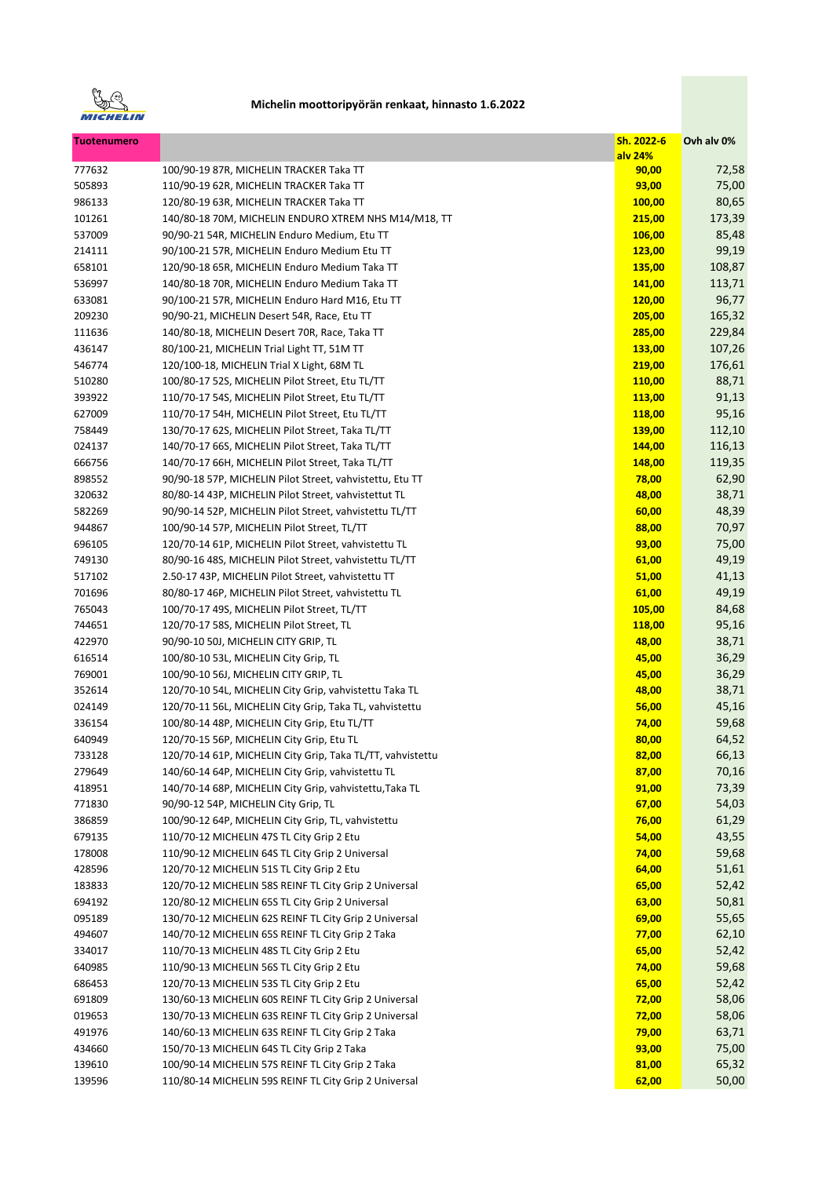**Michelin moottoripyörän renkaat, hinnasto 1.6.2022**

| Tuotenumero | | Sh. 2022-6 alv 24% | Ovh alv 0% |
|---|---|---|---|
| 777632 | 100/90-19 87R, MICHELIN TRACKER Taka TT | **90,00** | 72,58 |
| 505893 | 110/90-19 62R, MICHELIN TRACKER Taka TT | **93,00** | 75,00 |
| 986133 | 120/80-19 63R, MICHELIN TRACKER Taka TT | **100,00** | 80,65 |
| 101261 | 140/80-18 70M, MICHELIN ENDURO XTREM NHS M14/M18, TT | **215,00** | 173,39 |
| 537009 | 90/90-21 54R, MICHELIN Enduro Medium, Etu TT | **106,00** | 85,48 |
| 214111 | 90/100-21 57R, MICHELIN Enduro Medium Etu TT | **123,00** | 99,19 |
| 658101 | 120/90-18 65R, MICHELIN Enduro Medium Taka TT | **135,00** | 108,87 |
| 536997 | 140/80-18 70R, MICHELIN Enduro Medium Taka TT | **141,00** | 113,71 |
| 633081 | 90/100-21 57R, MICHELIN Enduro Hard M16, Etu TT | **120,00** | 96,77 |
| 209230 | 90/90-21, MICHELIN Desert 54R, Race, Etu TT | **205,00** | 165,32 |
| 111636 | 140/80-18, MICHELIN Desert 70R, Race, Taka TT | **285,00** | 229,84 |
| 436147 | 80/100-21, MICHELIN Trial Light TT, 51M TT | **133,00** | 107,26 |
| 546774 | 120/100-18, MICHELIN Trial X Light, 68M TL | **219,00** | 176,61 |
| 510280 | 100/80-17 52S, MICHELIN Pilot Street, Etu TL/TT | **110,00** | 88,71 |
| 393922 | 110/70-17 54S, MICHELIN Pilot Street, Etu TL/TT | **113,00** | 91,13 |
| 627009 | 110/70-17 54H, MICHELIN Pilot Street, Etu TL/TT | **118,00** | 95,16 |
| 758449 | 130/70-17 62S, MICHELIN Pilot Street, Taka TL/TT | **139,00** | 112,10 |
| 024137 | 140/70-17 66S, MICHELIN Pilot Street, Taka TL/TT | **144,00** | 116,13 |
| 666756 | 140/70-17 66H, MICHELIN Pilot Street, Taka TL/TT | **148,00** | 119,35 |
| 898552 | 90/90-18 57P, MICHELIN Pilot Street, vahvistettu, Etu TT | **78,00** | 62,90 |
| 320632 | 80/80-14 43P, MICHELIN Pilot Street, vahvistettut TL | **48,00** | 38,71 |
| 582269 | 90/90-14 52P, MICHELIN Pilot Street, vahvistettu TL/TT | **60,00** | 48,39 |
| 944867 | 100/90-14 57P, MICHELIN Pilot Street, TL/TT | **88,00** | 70,97 |
| 696105 | 120/70-14 61P, MICHELIN Pilot Street, vahvistettu TL | **93,00** | 75,00 |
| 749130 | 80/90-16 48S, MICHELIN Pilot Street, vahvistettu TL/TT | **61,00** | 49,19 |
| 517102 | 2.50-17 43P, MICHELIN Pilot Street, vahvistettu TT | **51,00** | 41,13 |
| 701696 | 80/80-17 46P, MICHELIN Pilot Street, vahvistettu TL | **61,00** | 49,19 |
| 765043 | 100/70-17 49S, MICHELIN Pilot Street, TL/TT | **105,00** | 84,68 |
| 744651 | 120/70-17 58S, MICHELIN Pilot Street, TL | **118,00** | 95,16 |
| 422970 | 90/90-10 50J, MICHELIN CITY GRIP, TL | **48,00** | 38,71 |
| 616514 | 100/80-10 53L, MICHELIN City Grip, TL | **45,00** | 36,29 |
| 769001 | 100/90-10 56J, MICHELIN CITY GRIP, TL | **45,00** | 36,29 |
| 352614 | 120/70-10 54L, MICHELIN City Grip, vahvistettu Taka TL | **48,00** | 38,71 |
| 024149 | 120/70-11 56L, MICHELIN City Grip, Taka TL, vahvistettu | **56,00** | 45,16 |
| 336154 | 100/80-14 48P, MICHELIN City Grip, Etu TL/TT | **74,00** | 59,68 |
| 640949 | 120/70-15 56P, MICHELIN City Grip, Etu TL | **80,00** | 64,52 |
| 733128 | 120/70-14 61P, MICHELIN City Grip, Taka TL/TT, vahvistettu | **82,00** | 66,13 |
| 279649 | 140/60-14 64P, MICHELIN City Grip, vahvistettu TL | **87,00** | 70,16 |
| 418951 | 140/70-14 68P, MICHELIN City Grip, vahvistettu,Taka TL | **91,00** | 73,39 |
| 771830 | 90/90-12 54P, MICHELIN City Grip, TL | **67,00** | 54,03 |
| 386859 | 100/90-12 64P, MICHELIN City Grip, TL, vahvistettu | **76,00** | 61,29 |
| 679135 | 110/70-12 MICHELIN 47S TL City Grip 2 Etu | **54,00** | 43,55 |
| 178008 | 110/90-12 MICHELIN 64S TL City Grip 2 Universal | **74,00** | 59,68 |
| 428596 | 120/70-12 MICHELIN 51S TL City Grip 2 Etu | **64,00** | 51,61 |
| 183833 | 120/70-12 MICHELIN 58S REINF TL City Grip 2 Universal | **65,00** | 52,42 |
| 694192 | 120/80-12 MICHELIN 65S TL City Grip 2 Universal | **63,00** | 50,81 |
| 095189 | 130/70-12 MICHELIN 62S REINF TL City Grip 2 Universal | **69,00** | 55,65 |
| 494607 | 140/70-12 MICHELIN 65S REINF TL City Grip 2 Taka | **77,00** | 62,10 |
| 334017 | 110/70-13 MICHELIN 48S TL City Grip 2 Etu | **65,00** | 52,42 |
| 640985 | 110/90-13 MICHELIN 56S TL City Grip 2 Etu | **74,00** | 59,68 |
| 686453 | 120/70-13 MICHELIN 53S TL City Grip 2 Etu | **65,00** | 52,42 |
| 691809 | 130/60-13 MICHELIN 60S REINF TL City Grip 2 Universal | **72,00** | 58,06 |
| 019653 | 130/70-13 MICHELIN 63S REINF TL City Grip 2 Universal | **72,00** | 58,06 |
| 491976 | 140/60-13 MICHELIN 63S REINF TL City Grip 2 Taka | **79,00** | 63,71 |
| 434660 | 150/70-13 MICHELIN 64S TL City Grip 2 Taka | **93,00** | 75,00 |
| 139610 | 100/90-14 MICHELIN 57S REINF TL City Grip 2 Taka | **81,00** | 65,32 |
| 139596 | 110/80-14 MICHELIN 59S REINF TL City Grip 2 Universal | **62,00** | 50,00 |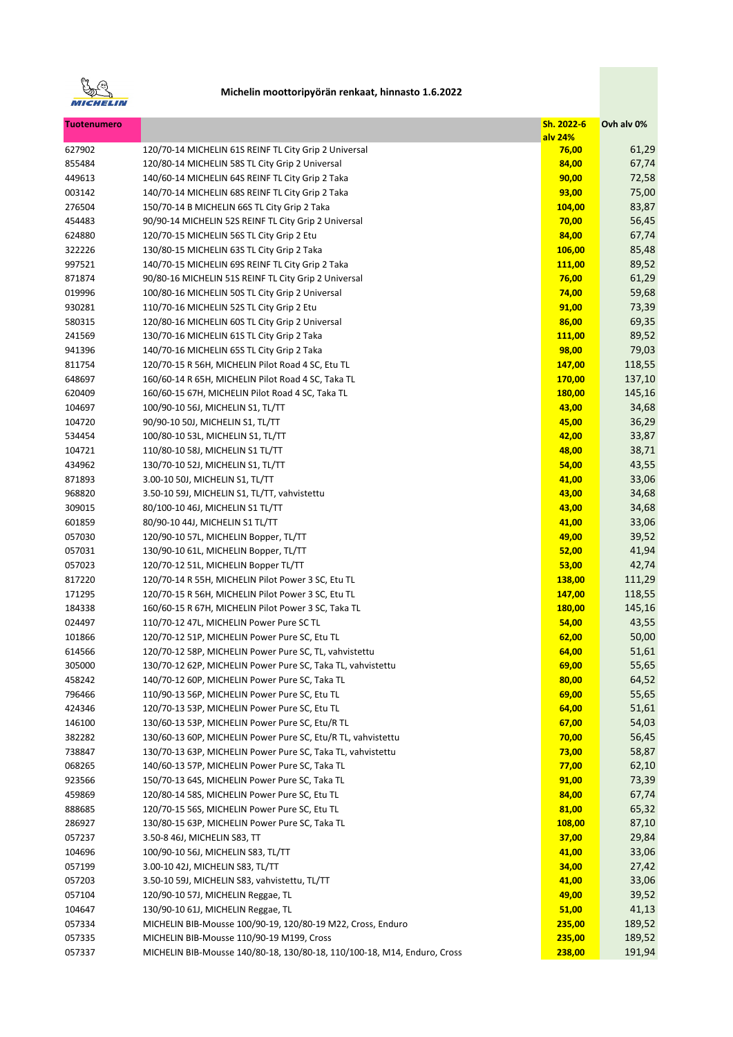**Michelin moottoripyörän renkaat, hinnasto 1.6.2022**

| Tuotenumero | | Sh. 2022-6 alv 24% | Ovh alv 0% |
|---|---|---|---|
| 627902 | 120/70-14 MICHELIN 61S REINF TL City Grip 2 Universal | **76,00** | 61,29 |
| 855484 | 120/80-14 MICHELIN 58S TL City Grip 2 Universal | **84,00** | 67,74 |
| 449613 | 140/60-14 MICHELIN 64S REINF TL City Grip 2 Taka | **90,00** | 72,58 |
| 003142 | 140/70-14 MICHELIN 68S REINF TL City Grip 2 Taka | **93,00** | 75,00 |
| 276504 | 150/70-14 B MICHELIN 66S TL City Grip 2 Taka | **104,00** | 83,87 |
| 454483 | 90/90-14 MICHELIN 52S REINF TL City Grip 2 Universal | **70,00** | 56,45 |
| 624880 | 120/70-15 MICHELIN 56S TL City Grip 2 Etu | **84,00** | 67,74 |
| 322226 | 130/80-15 MICHELIN 63S TL City Grip 2 Taka | **106,00** | 85,48 |
| 997521 | 140/70-15 MICHELIN 69S REINF TL City Grip 2 Taka | **111,00** | 89,52 |
| 871874 | 90/80-16 MICHELIN 51S REINF TL City Grip 2 Universal | **76,00** | 61,29 |
| 019996 | 100/80-16 MICHELIN 50S TL City Grip 2 Universal | **74,00** | 59,68 |
| 930281 | 110/70-16 MICHELIN 52S TL City Grip 2 Etu | **91,00** | 73,39 |
| 580315 | 120/80-16 MICHELIN 60S TL City Grip 2 Universal | **86,00** | 69,35 |
| 241569 | 130/70-16 MICHELIN 61S TL City Grip 2 Taka | **111,00** | 89,52 |
| 941396 | 140/70-16 MICHELIN 65S TL City Grip 2 Taka | **98,00** | 79,03 |
| 811754 | 120/70-15 R 56H, MICHELIN Pilot Road 4 SC, Etu TL | **147,00** | 118,55 |
| 648697 | 160/60-14 R 65H, MICHELIN Pilot Road 4 SC, Taka TL | **170,00** | 137,10 |
| 620409 | 160/60-15 67H, MICHELIN Pilot Road 4 SC, Taka TL | **180,00** | 145,16 |
| 104697 | 100/90-10 56J, MICHELIN S1, TL/TT | **43,00** | 34,68 |
| 104720 | 90/90-10 50J, MICHELIN S1, TL/TT | **45,00** | 36,29 |
| 534454 | 100/80-10 53L, MICHELIN S1, TL/TT | **42,00** | 33,87 |
| 104721 | 110/80-10 58J, MICHELIN S1 TL/TT | **48,00** | 38,71 |
| 434962 | 130/70-10 52J, MICHELIN S1, TL/TT | **54,00** | 43,55 |
| 871893 | 3.00-10 50J, MICHELIN S1, TL/TT | **41,00** | 33,06 |
| 968820 | 3.50-10 59J, MICHELIN S1, TL/TT, vahvistettu | **43,00** | 34,68 |
| 309015 | 80/100-10 46J, MICHELIN S1 TL/TT | **43,00** | 34,68 |
| 601859 | 80/90-10 44J, MICHELIN S1 TL/TT | **41,00** | 33,06 |
| 057030 | 120/90-10 57L, MICHELIN Bopper, TL/TT | **49,00** | 39,52 |
| 057031 | 130/90-10 61L, MICHELIN Bopper, TL/TT | **52,00** | 41,94 |
| 057023 | 120/70-12 51L, MICHELIN Bopper TL/TT | **53,00** | 42,74 |
| 817220 | 120/70-14 R 55H, MICHELIN Pilot Power 3 SC, Etu TL | **138,00** | 111,29 |
| 171295 | 120/70-15 R 56H, MICHELIN Pilot Power 3 SC, Etu TL | **147,00** | 118,55 |
| 184338 | 160/60-15 R 67H, MICHELIN Pilot Power 3 SC, Taka TL | **180,00** | 145,16 |
| 024497 | 110/70-12 47L, MICHELIN Power Pure SC TL | **54,00** | 43,55 |
| 101866 | 120/70-12 51P, MICHELIN Power Pure SC, Etu TL | **62,00** | 50,00 |
| 614566 | 120/70-12 58P, MICHELIN Power Pure SC, TL, vahvistettu | **64,00** | 51,61 |
| 305000 | 130/70-12 62P, MICHELIN Power Pure SC, Taka TL, vahvistettu | **69,00** | 55,65 |
| 458242 | 140/70-12 60P, MICHELIN Power Pure SC, Taka TL | **80,00** | 64,52 |
| 796466 | 110/90-13 56P, MICHELIN Power Pure SC, Etu TL | **69,00** | 55,65 |
| 424346 | 120/70-13 53P, MICHELIN Power Pure SC, Etu TL | **64,00** | 51,61 |
| 146100 | 130/60-13 53P, MICHELIN Power Pure SC, Etu/R TL | **67,00** | 54,03 |
| 382282 | 130/60-13 60P, MICHELIN Power Pure SC, Etu/R TL, vahvistettu | **70,00** | 56,45 |
| 738847 | 130/70-13 63P, MICHELIN Power Pure SC, Taka TL, vahvistettu | **73,00** | 58,87 |
| 068265 | 140/60-13 57P, MICHELIN Power Pure SC, Taka TL | **77,00** | 62,10 |
| 923566 | 150/70-13 64S, MICHELIN Power Pure SC, Taka TL | **91,00** | 73,39 |
| 459869 | 120/80-14 58S, MICHELIN Power Pure SC, Etu TL | **84,00** | 67,74 |
| 888685 | 120/70-15 56S, MICHELIN Power Pure SC, Etu TL | **81,00** | 65,32 |
| 286927 | 130/80-15 63P, MICHELIN Power Pure SC, Taka TL | **108,00** | 87,10 |
| 057237 | 3.50-8 46J, MICHELIN S83, TT | **37,00** | 29,84 |
| 104696 | 100/90-10 56J, MICHELIN S83, TL/TT | **41,00** | 33,06 |
| 057199 | 3.00-10 42J, MICHELIN S83, TL/TT | **34,00** | 27,42 |
| 057203 | 3.50-10 59J, MICHELIN S83, vahvistettu, TL/TT | **41,00** | 33,06 |
| 057104 | 120/90-10 57J, MICHELIN Reggae, TL | **49,00** | 39,52 |
| 104647 | 130/90-10 61J, MICHELIN Reggae, TL | **51,00** | 41,13 |
| 057334 | MICHELIN BIB-Mousse 100/90-19, 120/80-19 M22, Cross, Enduro | **235,00** | 189,52 |
| 057335 | MICHELIN BIB-Mousse 110/90-19 M199, Cross | **235,00** | 189,52 |
| 057337 | MICHELIN BIB-Mousse 140/80-18, 130/80-18, 110/100-18, M14, Enduro, Cross | **238,00** | 191,94 |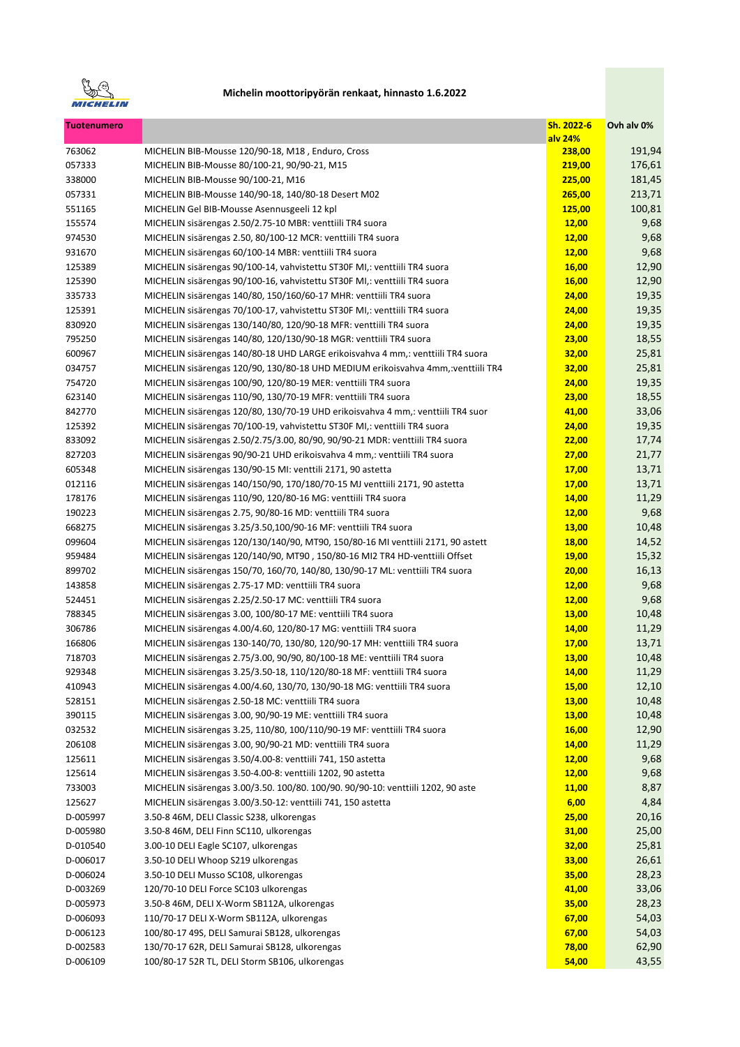**Michelin moottoripyörän renkaat, hinnasto 1.6.2022**

| Tuotenumero | | Sh. 2022-6 alv 24% | Ovh alv 0% |
|---|---|---|---|
| 763062 | MICHELIN BIB-Mousse 120/90-18, M18 , Enduro, Cross | **238,00** | 191,94 |
| 057333 | MICHELIN BIB-Mousse 80/100-21, 90/90-21, M15 | **219,00** | 176,61 |
| 338000 | MICHELIN BIB-Mousse 90/100-21, M16 | **225,00** | 181,45 |
| 057331 | MICHELIN BIB-Mousse 140/90-18, 140/80-18 Desert M02 | **265,00** | 213,71 |
| 551165 | MICHELIN Gel BIB-Mousse Asennusgeeli 12 kpl | **125,00** | 100,81 |
| 155574 | MICHELIN sisärengas 2.50/2.75-10 MBR: venttiili TR4 suora | **12,00** | 9,68 |
| 974530 | MICHELIN sisärengas 2.50, 80/100-12 MCR: venttiili TR4 suora | **12,00** | 9,68 |
| 931670 | MICHELIN sisärengas 60/100-14 MBR: venttiili TR4 suora | **12,00** | 9,68 |
| 125389 | MICHELIN sisärengas 90/100-14, vahvistettu ST30F MI,: venttiili TR4 suora | **16,00** | 12,90 |
| 125390 | MICHELIN sisärengas 90/100-16, vahvistettu ST30F MI,: venttiili TR4 suora | **16,00** | 12,90 |
| 335733 | MICHELIN sisärengas 140/80, 150/160/60-17 MHR: venttiili TR4 suora | **24,00** | 19,35 |
| 125391 | MICHELIN sisärengas 70/100-17, vahvistettu ST30F MI,: venttiili TR4 suora | **24,00** | 19,35 |
| 830920 | MICHELIN sisärengas 130/140/80, 120/90-18 MFR: venttiili TR4 suora | **24,00** | 19,35 |
| 795250 | MICHELIN sisärengas 140/80, 120/130/90-18 MGR: venttiili TR4 suora | **23,00** | 18,55 |
| 600967 | MICHELIN sisärengas 140/80-18 UHD LARGE erikoisvahva 4 mm,: venttiili TR4 suora | **32,00** | 25,81 |
| 034757 | MICHELIN sisärengas 120/90, 130/80-18 UHD MEDIUM erikoisvahva 4mm,:venttiili TR4 | **32,00** | 25,81 |
| 754720 | MICHELIN sisärengas 100/90, 120/80-19 MER: venttiili TR4 suora | **24,00** | 19,35 |
| 623140 | MICHELIN sisärengas 110/90, 130/70-19 MFR: venttiili TR4 suora | **23,00** | 18,55 |
| 842770 | MICHELIN sisärengas 120/80, 130/70-19 UHD erikoisvahva 4 mm,: venttiili TR4 suor | **41,00** | 33,06 |
| 125392 | MICHELIN sisärengas 70/100-19, vahvistettu ST30F MI,: venttiili TR4 suora | **24,00** | 19,35 |
| 833092 | MICHELIN sisärengas 2.50/2.75/3.00, 80/90, 90/90-21 MDR: venttiili TR4 suora | **22,00** | 17,74 |
| 827203 | MICHELIN sisärengas 90/90-21 UHD erikoisvahva 4 mm,: venttiili TR4 suora | **27,00** | 21,77 |
| 605348 | MICHELIN sisärengas 130/90-15 MI: venttiili 2171, 90 astetta | **17,00** | 13,71 |
| 012116 | MICHELIN sisärengas 140/150/90, 170/180/70-15 MJ venttiili 2171, 90 astetta | **17,00** | 13,71 |
| 178176 | MICHELIN sisärengas 110/90, 120/80-16 MG: venttiili TR4 suora | **14,00** | 11,29 |
| 190223 | MICHELIN sisärengas 2.75, 90/80-16 MD: venttiili TR4 suora | **12,00** | 9,68 |
| 668275 | MICHELIN sisärengas 3.25/3.50,100/90-16 MF: venttiili TR4 suora | **13,00** | 10,48 |
| 099604 | MICHELIN sisärengas 120/130/140/90, MT90, 150/80-16 MI venttiili 2171, 90 astett | **18,00** | 14,52 |
| 959484 | MICHELIN sisärengas 120/140/90, MT90 , 150/80-16 MI2 TR4 HD-venttiili Offset | **19,00** | 15,32 |
| 899702 | MICHELIN sisärengas 150/70, 160/70, 140/80, 130/90-17 ML: venttiili TR4 suora | **20,00** | 16,13 |
| 143858 | MICHELIN sisärengas 2.75-17 MD: venttiili TR4 suora | **12,00** | 9,68 |
| 524451 | MICHELIN sisärengas 2.25/2.50-17 MC: venttiili TR4 suora | **12,00** | 9,68 |
| 788345 | MICHELIN sisärengas 3.00, 100/80-17 ME: venttiili TR4 suora | **13,00** | 10,48 |
| 306786 | MICHELIN sisärengas 4.00/4.60, 120/80-17 MG: venttiili TR4 suora | **14,00** | 11,29 |
| 166806 | MICHELIN sisärengas 130-140/70, 130/80, 120/90-17 MH: venttiili TR4 suora | **17,00** | 13,71 |
| 718703 | MICHELIN sisärengas 2.75/3.00, 90/90, 80/100-18 ME: venttiili TR4 suora | **13,00** | 10,48 |
| 929348 | MICHELIN sisärengas 3.25/3.50-18, 110/120/80-18 MF: venttiili TR4 suora | **14,00** | 11,29 |
| 410943 | MICHELIN sisärengas 4.00/4.60, 130/70, 130/90-18 MG: venttiili TR4 suora | **15,00** | 12,10 |
| 528151 | MICHELIN sisärengas 2.50-18 MC: venttiili TR4 suora | **13,00** | 10,48 |
| 390115 | MICHELIN sisärengas 3.00, 90/90-19 ME: venttiili TR4 suora | **13,00** | 10,48 |
| 032532 | MICHELIN sisärengas 3.25, 110/80, 100/110/90-19 MF: venttiili TR4 suora | **16,00** | 12,90 |
| 206108 | MICHELIN sisärengas 3.00, 90/90-21 MD: venttiili TR4 suora | **14,00** | 11,29 |
| 125611 | MICHELIN sisärengas 3.50/4.00-8: venttiili 741, 150 astetta | **12,00** | 9,68 |
| 125614 | MICHELIN sisärengas 3.50-4.00-8: venttiili 1202, 90 astetta | **12,00** | 9,68 |
| 733003 | MICHELIN sisärengas 3.00/3.50. 100/80. 100/90. 90/90-10: venttiili 1202, 90 aste | **11,00** | 8,87 |
| 125627 | MICHELIN sisärengas 3.00/3.50-12: venttiili 741, 150 astetta | **6,00** | 4,84 |
| D-005997 | 3.50-8 46M, DELI Classic S238, ulkorengas | **25,00** | 20,16 |
| D-005980 | 3.50-8 46M, DELI Finn SC110, ulkorengas | **31,00** | 25,00 |
| D-010540 | 3.00-10 DELI Eagle SC107, ulkorengas | **32,00** | 25,81 |
| D-006017 | 3.50-10 DELI Whoop S219 ulkorengas | **33,00** | 26,61 |
| D-006024 | 3.50-10 DELI Musso SC108, ulkorengas | **35,00** | 28,23 |
| D-003269 | 120/70-10 DELI Force SC103 ulkorengas | **41,00** | 33,06 |
| D-005973 | 3.50-8 46M, DELI X-Worm SB112A, ulkorengas | **35,00** | 28,23 |
| D-006093 | 110/70-17 DELI X-Worm SB112A, ulkorengas | **67,00** | 54,03 |
| D-006123 | 100/80-17 49S, DELI Samurai SB128, ulkorengas | **67,00** | 54,03 |
| D-002583 | 130/70-17 62R, DELI Samurai SB128, ulkorengas | **78,00** | 62,90 |
| D-006109 | 100/80-17 52R TL, DELI Storm SB106, ulkorengas | **54,00** | 43,55 |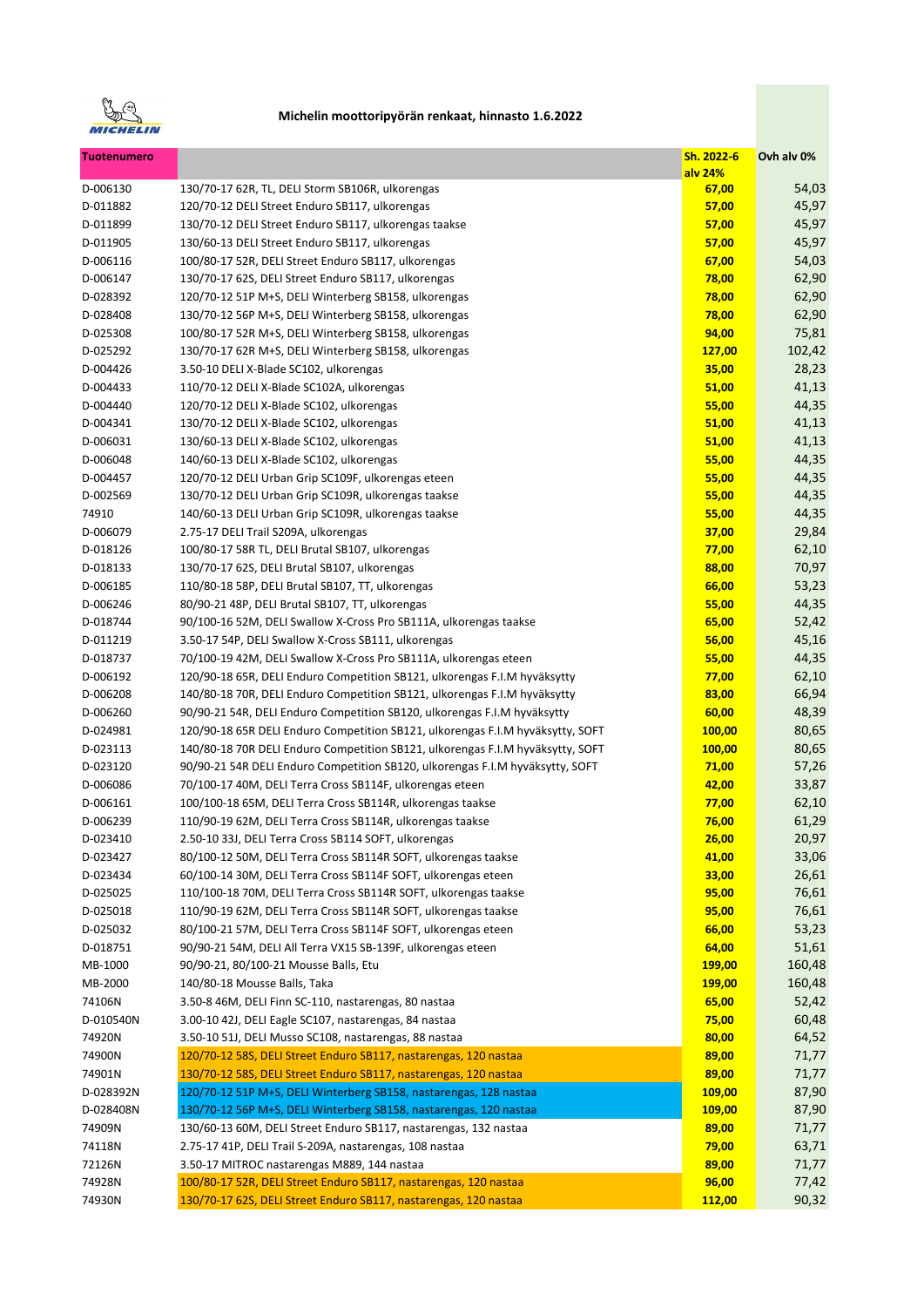**Michelin moottoripyörän renkaat, hinnasto 1.6.2022**

| Tuotenumero | | Sh. 2022-6 alv 24% | Ovh alv 0% |
|---|---|---|---|
| D-006130 | 130/70-17 62R, TL, DELI Storm SB106R, ulkorengas | 67,00 | 54,03 |
| D-011882 | 120/70-12 DELI Street Enduro SB117, ulkorengas | 57,00 | 45,97 |
| D-011899 | 130/70-12 DELI Street Enduro SB117, ulkorengas taakse | 57,00 | 45,97 |
| D-011905 | 130/60-13 DELI Street Enduro SB117, ulkorengas | 57,00 | 45,97 |
| D-006116 | 100/80-17 52R, DELI Street Enduro SB117, ulkorengas | 67,00 | 54,03 |
| D-006147 | 130/70-17 62S, DELI Street Enduro SB117, ulkorengas | 78,00 | 62,90 |
| D-028392 | 120/70-12 51P M+S, DELI Winterberg SB158, ulkorengas | 78,00 | 62,90 |
| D-028408 | 130/70-12 56P M+S, DELI Winterberg SB158, ulkorengas | 78,00 | 62,90 |
| D-025308 | 100/80-17 52R M+S, DELI Winterberg SB158, ulkorengas | 94,00 | 75,81 |
| D-025292 | 130/70-17 62R M+S, DELI Winterberg SB158, ulkorengas | 127,00 | 102,42 |
| D-004426 | 3.50-10 DELI X-Blade SC102, ulkorengas | 35,00 | 28,23 |
| D-004433 | 110/70-12 DELI X-Blade SC102A, ulkorengas | 51,00 | 41,13 |
| D-004440 | 120/70-12 DELI X-Blade SC102, ulkorengas | 55,00 | 44,35 |
| D-004341 | 130/70-12 DELI X-Blade SC102, ulkorengas | 51,00 | 41,13 |
| D-006031 | 130/60-13 DELI X-Blade SC102, ulkorengas | 51,00 | 41,13 |
| D-006048 | 140/60-13 DELI X-Blade SC102, ulkorengas | 55,00 | 44,35 |
| D-004457 | 120/70-12 DELI Urban Grip SC109F, ulkorengas eteen | 55,00 | 44,35 |
| D-002569 | 130/70-12 DELI Urban Grip SC109R, ulkorengas taakse | 55,00 | 44,35 |
| 74910 | 140/60-13 DELI Urban Grip SC109R, ulkorengas taakse | 55,00 | 44,35 |
| D-006079 | 2.75-17 DELI Trail S209A, ulkorengas | 37,00 | 29,84 |
| D-018126 | 100/80-17 58R TL, DELI Brutal SB107, ulkorengas | 77,00 | 62,10 |
| D-018133 | 130/70-17 62S, DELI Brutal SB107, ulkorengas | 88,00 | 70,97 |
| D-006185 | 110/80-18 58P, DELI Brutal SB107, TT, ulkorengas | 66,00 | 53,23 |
| D-006246 | 80/90-21 48P, DELI Brutal SB107, TT, ulkorengas | 55,00 | 44,35 |
| D-018744 | 90/100-16 52M, DELI Swallow X-Cross Pro SB111A, ulkorengas taakse | 65,00 | 52,42 |
| D-011219 | 3.50-17 54P, DELI Swallow X-Cross SB111, ulkorengas | 56,00 | 45,16 |
| D-018737 | 70/100-19 42M, DELI Swallow X-Cross Pro SB111A, ulkorengas eteen | 55,00 | 44,35 |
| D-006192 | 120/90-18 65R, DELI Enduro Competition SB121, ulkorengas F.I.M hyväksytty | 77,00 | 62,10 |
| D-006208 | 140/80-18 70R, DELI Enduro Competition SB121, ulkorengas F.I.M hyväksytty | 83,00 | 66,94 |
| D-006260 | 90/90-21 54R, DELI Enduro Competition SB120, ulkorengas F.I.M hyväksytty | 60,00 | 48,39 |
| D-024981 | 120/90-18 65R DELI Enduro Competition SB121, ulkorengas F.I.M hyväksytty, SOFT | 100,00 | 80,65 |
| D-023113 | 140/80-18 70R DELI Enduro Competition SB121, ulkorengas F.I.M hyväksytty, SOFT | 100,00 | 80,65 |
| D-023120 | 90/90-21 54R DELI Enduro Competition SB120, ulkorengas F.I.M hyväksytty, SOFT | 71,00 | 57,26 |
| D-006086 | 70/100-17 40M, DELI Terra Cross SB114F, ulkorengas eteen | 42,00 | 33,87 |
| D-006161 | 100/100-18 65M, DELI Terra Cross SB114R, ulkorengas taakse | 77,00 | 62,10 |
| D-006239 | 110/90-19 62M, DELI Terra Cross SB114R, ulkorengas taakse | 76,00 | 61,29 |
| D-023410 | 2.50-10 33J, DELI Terra Cross SB114 SOFT, ulkorengas | 26,00 | 20,97 |
| D-023427 | 80/100-12 50M, DELI Terra Cross SB114R SOFT, ulkorengas taakse | 41,00 | 33,06 |
| D-023434 | 60/100-14 30M, DELI Terra Cross SB114F SOFT, ulkorengas eteen | 33,00 | 26,61 |
| D-025025 | 110/100-18 70M, DELI Terra Cross SB114R SOFT, ulkorengas taakse | 95,00 | 76,61 |
| D-025018 | 110/90-19 62M, DELI Terra Cross SB114R SOFT, ulkorengas taakse | 95,00 | 76,61 |
| D-025032 | 80/100-21 57M, DELI Terra Cross SB114F SOFT, ulkorengas eteen | 66,00 | 53,23 |
| D-018751 | 90/90-21 54M, DELI All Terra VX15 SB-139F, ulkorengas eteen | 64,00 | 51,61 |
| MB-1000 | 90/90-21, 80/100-21 Mousse Balls, Etu | 199,00 | 160,48 |
| MB-2000 | 140/80-18 Mousse Balls, Taka | 199,00 | 160,48 |
| 74106N | 3.50-8 46M, DELI Finn SC-110, nastarengas, 80 nastaa | 65,00 | 52,42 |
| D-010540N | 3.00-10 42J, DELI Eagle SC107, nastarengas, 84 nastaa | 75,00 | 60,48 |
| 74920N | 3.50-10 51J, DELI Musso SC108, nastarengas, 88 nastaa | 80,00 | 64,52 |
| 74900N | 120/70-12 58S, DELI Street Enduro SB117, nastarengas, 120 nastaa | 89,00 | 71,77 |
| 74901N | 130/70-12 58S, DELI Street Enduro SB117, nastarengas, 120 nastaa | 89,00 | 71,77 |
| D-028392N | 120/70-12 51P M+S, DELI Winterberg SB158, nastarengas, 128 nastaa | 109,00 | 87,90 |
| D-028408N | 130/70-12 56P M+S, DELI Winterberg SB158, nastarengas, 120 nastaa | 109,00 | 87,90 |
| 74909N | 130/60-13 60M, DELI Street Enduro SB117, nastarengas, 132 nastaa | 89,00 | 71,77 |
| 74118N | 2.75-17 41P, DELI Trail S-209A, nastarengas, 108 nastaa | 79,00 | 63,71 |
| 72126N | 3.50-17 MITROC nastarengas M889, 144 nastaa | 89,00 | 71,77 |
| 74928N | 100/80-17 52R, DELI Street Enduro SB117, nastarengas, 120 nastaa | 96,00 | 77,42 |
| 74930N | 130/70-17 62S, DELI Street Enduro SB117, nastarengas, 120 nastaa | 112,00 | 90,32 |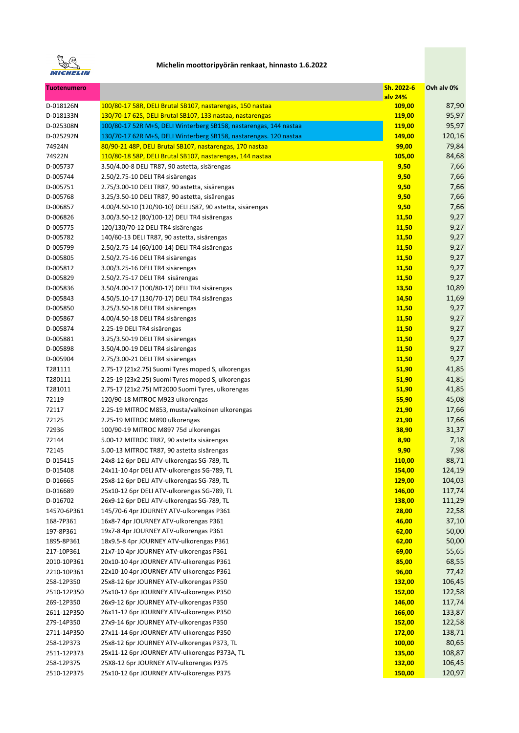**Michelin moottoripyörän renkaat, hinnasto 1.6.2022**

| Tuotenumero | | Sh. 2022-6 alv 24% | Ovh alv 0% |
|---|---|---|---|
| D-018126N | 100/80-17 58R, DELI Brutal SB107, nastarengas, 150 nastaa | 109,00 | 87,90 |
| D-018133N | 130/70-17 62S, DELI Brutal SB107, 133 nastaa, nastarengas | 119,00 | 95,97 |
| D-025308N | 100/80-17 52R M+S, DELI Winterberg SB158, nastarengas, 144 nastaa | 119,00 | 95,97 |
| D-025292N | 130/70-17 62R M+S, DELI Winterberg SB158, nastarengas. 120 nastaa | 149,00 | 120,16 |
| 74924N | 80/90-21 48P, DELI Brutal SB107, nastarengas, 170 nastaa | 99,00 | 79,84 |
| 74922N | 110/80-18 58P, DELI Brutal SB107, nastarengas, 144 nastaa | 105,00 | 84,68 |
| D-005737 | 3.50/4.00-8 DELI TR87, 90 astetta, sisärengas | 9,50 | 7,66 |
| D-005744 | 2.50/2.75-10 DELI TR4 sisärengas | 9,50 | 7,66 |
| D-005751 | 2.75/3.00-10 DELI TR87, 90 astetta, sisärengas | 9,50 | 7,66 |
| D-005768 | 3.25/3.50-10 DELI TR87, 90 astetta, sisärengas | 9,50 | 7,66 |
| D-006857 | 4.00/4.50-10 (120/90-10) DELI JS87, 90 astetta, sisärengas | 9,50 | 7,66 |
| D-006826 | 3.00/3.50-12 (80/100-12) DELI TR4 sisärengas | 11,50 | 9,27 |
| D-005775 | 120/130/70-12 DELI TR4 sisärengas | 11,50 | 9,27 |
| D-005782 | 140/60-13 DELI TR87, 90 astetta, sisärengas | 11,50 | 9,27 |
| D-005799 | 2.50/2.75-14 (60/100-14) DELI TR4 sisärengas | 11,50 | 9,27 |
| D-005805 | 2.50/2.75-16 DELI TR4 sisärengas | 11,50 | 9,27 |
| D-005812 | 3.00/3.25-16 DELI TR4 sisärengas | 11,50 | 9,27 |
| D-005829 | 2.50/2.75-17 DELI TR4 sisärengas | 11,50 | 9,27 |
| D-005836 | 3.50/4.00-17 (100/80-17) DELI TR4 sisärengas | 13,50 | 10,89 |
| D-005843 | 4.50/5.10-17 (130/70-17) DELI TR4 sisärengas | 14,50 | 11,69 |
| D-005850 | 3.25/3.50-18 DELI TR4 sisärengas | 11,50 | 9,27 |
| D-005867 | 4.00/4.50-18 DELI TR4 sisärengas | 11,50 | 9,27 |
| D-005874 | 2.25-19 DELI TR4 sisärengas | 11,50 | 9,27 |
| D-005881 | 3.25/3.50-19 DELI TR4 sisärengas | 11,50 | 9,27 |
| D-005898 | 3.50/4.00-19 DELI TR4 sisärengas | 11,50 | 9,27 |
| D-005904 | 2.75/3.00-21 DELI TR4 sisärengas | 11,50 | 9,27 |
| T281111 | 2.75-17 (21x2.75) Suomi Tyres moped S, ulkorengas | 51,90 | 41,85 |
| T280111 | 2.25-19 (23x2.25) Suomi Tyres moped S, ulkorengas | 51,90 | 41,85 |
| T281011 | 2.75-17 (21x2.75) MT2000 Suomi Tyres, ulkorengas | 51,90 | 41,85 |
| 72119 | 120/90-18 MITROC M923 ulkorengas | 55,90 | 45,08 |
| 72117 | 2.25-19 MITROC M853, musta/valkoinen ulkorengas | 21,90 | 17,66 |
| 72125 | 2.25-19 MITROC M890 ulkorengas | 21,90 | 17,66 |
| 72936 | 100/90-19 MITROC M897 75d ulkorengas | 38,90 | 31,37 |
| 72144 | 5.00-12 MITROC TR87, 90 astetta sisärengas | 8,90 | 7,18 |
| 72145 | 5.00-13 MITROC TR87, 90 astetta sisärengas | 9,90 | 7,98 |
| D-015415 | 24x8-12 6pr DELI ATV-ulkorengas SG-789, TL | 110,00 | 88,71 |
| D-015408 | 24x11-10 4pr DELI ATV-ulkorengas SG-789, TL | 154,00 | 124,19 |
| D-016665 | 25x8-12 6pr DELI ATV-ulkorengas SG-789, TL | 129,00 | 104,03 |
| D-016689 | 25x10-12 6pr DELI ATV-ulkorengas SG-789, TL | 146,00 | 117,74 |
| D-016702 | 26x9-12 6pr DELI ATV-ulkorengas SG-789, TL | 138,00 | 111,29 |
| 14570-6P361 | 145/70-6 4pr JOURNEY ATV-ulkorengas P361 | 28,00 | 22,58 |
| 168-7P361 | 16x8-7 4pr JOURNEY ATV-ulkorengas P361 | 46,00 | 37,10 |
| 197-8P361 | 19x7-8 4pr JOURNEY ATV-ulkorengas P361 | 62,00 | 50,00 |
| 1895-8P361 | 18x9.5-8 4pr JOURNEY ATV-ulkorengas P361 | 62,00 | 50,00 |
| 217-10P361 | 21x7-10 4pr JOURNEY ATV-ulkorengas P361 | 69,00 | 55,65 |
| 2010-10P361 | 20x10-10 4pr JOURNEY ATV-ulkorengas P361 | 85,00 | 68,55 |
| 2210-10P361 | 22x10-10 4pr JOURNEY ATV-ulkorengas P361 | 96,00 | 77,42 |
| 258-12P350 | 25x8-12 6pr JOURNEY ATV-ulkorengas P350 | 132,00 | 106,45 |
| 2510-12P350 | 25x10-12 6pr JOURNEY ATV-ulkorengas P350 | 152,00 | 122,58 |
| 269-12P350 | 26x9-12 6pr JOURNEY ATV-ulkorengas P350 | 146,00 | 117,74 |
| 2611-12P350 | 26x11-12 6pr JOURNEY ATV-ulkorengas P350 | 166,00 | 133,87 |
| 279-14P350 | 27x9-14 6pr JOURNEY ATV-ulkorengas P350 | 152,00 | 122,58 |
| 2711-14P350 | 27x11-14 6pr JOURNEY ATV-ulkorengas P350 | 172,00 | 138,71 |
| 258-12P373 | 25x8-12 6pr JOURNEY ATV-ulkorengas P373, TL | 100,00 | 80,65 |
| 2511-12P373 | 25x11-12 6pr JOURNEY ATV-ulkorengas P373A, TL | 135,00 | 108,87 |
| 258-12P375 | 25X8-12 6pr JOURNEY ATV-ulkorengas P375 | 132,00 | 106,45 |
| 2510-12P375 | 25x10-12 6pr JOURNEY ATV-ulkorengas P375 | 150,00 | 120,97 |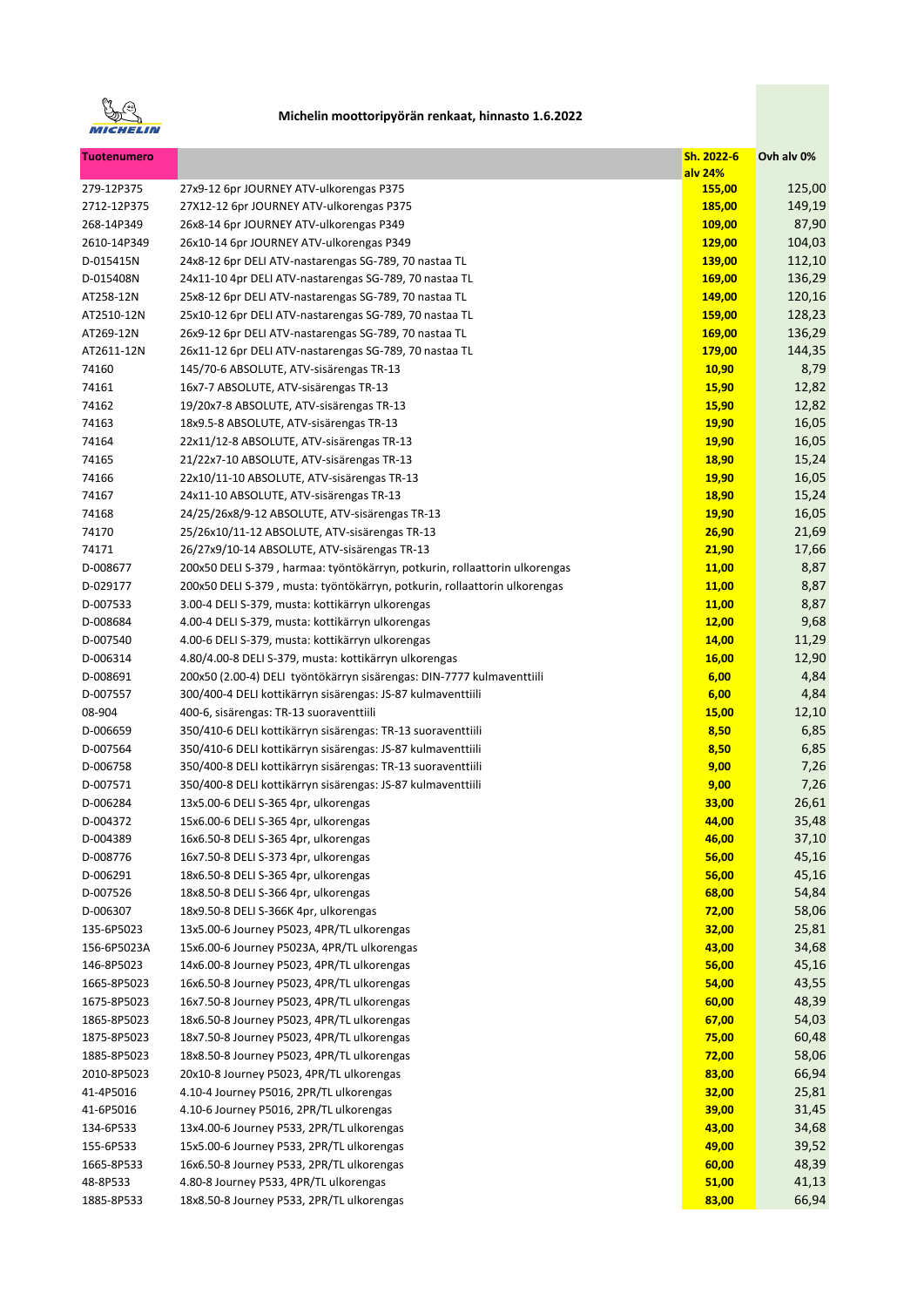MICHELIN

**Michelin moottoripyörän renkaat, hinnasto 1.6.2022**

| Tuotenumero | | Sh. 2022-6 alv 24% | Ovh alv 0% |
|---|---|---|---|
| 279-12P375 | 27x9-12 6pr JOURNEY ATV-ulkorengas P375 | 155,00 | 125,00 |
| 2712-12P375 | 27X12-12 6pr JOURNEY ATV-ulkorengas P375 | 185,00 | 149,19 |
| 268-14P349 | 26x8-14 6pr JOURNEY ATV-ulkorengas P349 | 109,00 | 87,90 |
| 2610-14P349 | 26x10-14 6pr JOURNEY ATV-ulkorengas P349 | 129,00 | 104,03 |
| D-015415N | 24x8-12 6pr DELI ATV-nastarengas SG-789, 70 nastaa TL | 139,00 | 112,10 |
| D-015408N | 24x11-10 4pr DELI ATV-nastarengas SG-789, 70 nastaa TL | 169,00 | 136,29 |
| AT258-12N | 25x8-12 6pr DELI ATV-nastarengas SG-789, 70 nastaa TL | 149,00 | 120,16 |
| AT2510-12N | 25x10-12 6pr DELI ATV-nastarengas SG-789, 70 nastaa TL | 159,00 | 128,23 |
| AT269-12N | 26x9-12 6pr DELI ATV-nastarengas SG-789, 70 nastaa TL | 169,00 | 136,29 |
| AT2611-12N | 26x11-12 6pr DELI ATV-nastarengas SG-789, 70 nastaa TL | 179,00 | 144,35 |
| 74160 | 145/70-6 ABSOLUTE, ATV-sisärengas TR-13 | 10,90 | 8,79 |
| 74161 | 16x7-7 ABSOLUTE, ATV-sisärengas TR-13 | 15,90 | 12,82 |
| 74162 | 19/20x7-8 ABSOLUTE, ATV-sisärengas TR-13 | 15,90 | 12,82 |
| 74163 | 18x9.5-8 ABSOLUTE, ATV-sisärengas TR-13 | 19,90 | 16,05 |
| 74164 | 22x11/12-8 ABSOLUTE, ATV-sisärengas TR-13 | 19,90 | 16,05 |
| 74165 | 21/22x7-10 ABSOLUTE, ATV-sisärengas TR-13 | 18,90 | 15,24 |
| 74166 | 22x10/11-10 ABSOLUTE, ATV-sisärengas TR-13 | 19,90 | 16,05 |
| 74167 | 24x11-10 ABSOLUTE, ATV-sisärengas TR-13 | 18,90 | 15,24 |
| 74168 | 24/25/26x8/9-12 ABSOLUTE, ATV-sisärengas TR-13 | 19,90 | 16,05 |
| 74170 | 25/26x10/11-12 ABSOLUTE, ATV-sisärengas TR-13 | 26,90 | 21,69 |
| 74171 | 26/27x9/10-14 ABSOLUTE, ATV-sisärengas TR-13 | 21,90 | 17,66 |
| D-008677 | 200x50 DELI S-379 , harmaa: työntökärryn, potkurin, rollaattorin ulkorengas | 11,00 | 8,87 |
| D-029177 | 200x50 DELI S-379 , musta: työntökärryn, potkurin, rollaattorin ulkorengas | 11,00 | 8,87 |
| D-007533 | 3.00-4 DELI S-379, musta: kottikärryn ulkorengas | 11,00 | 8,87 |
| D-008684 | 4.00-4 DELI S-379, musta: kottikärryn ulkorengas | 12,00 | 9,68 |
| D-007540 | 4.00-6 DELI S-379, musta: kottikärryn ulkorengas | 14,00 | 11,29 |
| D-006314 | 4.80/4.00-8 DELI S-379, musta: kottikärryn ulkorengas | 16,00 | 12,90 |
| D-008691 | 200x50 (2.00-4) DELI työntökärryn sisärengas: DIN-7777 kulmaventtiili | 6,00 | 4,84 |
| D-007557 | 300/400-4 DELI kottikärryn sisärengas: JS-87 kulmaventtiili | 6,00 | 4,84 |
| 08-904 | 400-6, sisärengas: TR-13 suoraventtiili | 15,00 | 12,10 |
| D-006659 | 350/410-6 DELI kottikärryn sisärengas: TR-13 suoraventtiili | 8,50 | 6,85 |
| D-007564 | 350/410-6 DELI kottikärryn sisärengas: JS-87 kulmaventtiili | 8,50 | 6,85 |
| D-006758 | 350/400-8 DELI kottikärryn sisärengas: TR-13 suoraventtiili | 9,00 | 7,26 |
| D-007571 | 350/400-8 DELI kottikärryn sisärengas: JS-87 kulmaventtiili | 9,00 | 7,26 |
| D-006284 | 13x5.00-6 DELI S-365 4pr, ulkorengas | 33,00 | 26,61 |
| D-004372 | 15x6.00-6 DELI S-365 4pr, ulkorengas | 44,00 | 35,48 |
| D-004389 | 16x6.50-8 DELI S-365 4pr, ulkorengas | 46,00 | 37,10 |
| D-008776 | 16x7.50-8 DELI S-373 4pr, ulkorengas | 56,00 | 45,16 |
| D-006291 | 18x6.50-8 DELI S-365 4pr, ulkorengas | 56,00 | 45,16 |
| D-007526 | 18x8.50-8 DELI S-366 4pr, ulkorengas | 68,00 | 54,84 |
| D-006307 | 18x9.50-8 DELI S-366K 4pr, ulkorengas | 72,00 | 58,06 |
| 135-6P5023 | 13x5.00-6 Journey P5023, 4PR/TL ulkorengas | 32,00 | 25,81 |
| 156-6P5023A | 15x6.00-6 Journey P5023A, 4PR/TL ulkorengas | 43,00 | 34,68 |
| 146-8P5023 | 14x6.00-8 Journey P5023, 4PR/TL ulkorengas | 56,00 | 45,16 |
| 1665-8P5023 | 16x6.50-8 Journey P5023, 4PR/TL ulkorengas | 54,00 | 43,55 |
| 1675-8P5023 | 16x7.50-8 Journey P5023, 4PR/TL ulkorengas | 60,00 | 48,39 |
| 1865-8P5023 | 18x6.50-8 Journey P5023, 4PR/TL ulkorengas | 67,00 | 54,03 |
| 1875-8P5023 | 18x7.50-8 Journey P5023, 4PR/TL ulkorengas | 75,00 | 60,48 |
| 1885-8P5023 | 18x8.50-8 Journey P5023, 4PR/TL ulkorengas | 72,00 | 58,06 |
| 2010-8P5023 | 20x10-8 Journey P5023, 4PR/TL ulkorengas | 83,00 | 66,94 |
| 41-4P5016 | 4.10-4 Journey P5016, 2PR/TL ulkorengas | 32,00 | 25,81 |
| 41-6P5016 | 4.10-6 Journey P5016, 2PR/TL ulkorengas | 39,00 | 31,45 |
| 134-6P533 | 13x4.00-6 Journey P533, 2PR/TL ulkorengas | 43,00 | 34,68 |
| 155-6P533 | 15x5.00-6 Journey P533, 2PR/TL ulkorengas | 49,00 | 39,52 |
| 1665-8P533 | 16x6.50-8 Journey P533, 2PR/TL ulkorengas | 60,00 | 48,39 |
| 48-8P533 | 4.80-8 Journey P533, 4PR/TL ulkorengas | 51,00 | 41,13 |
| 1885-8P533 | 18x8.50-8 Journey P533, 2PR/TL ulkorengas | 83,00 | 66,94 |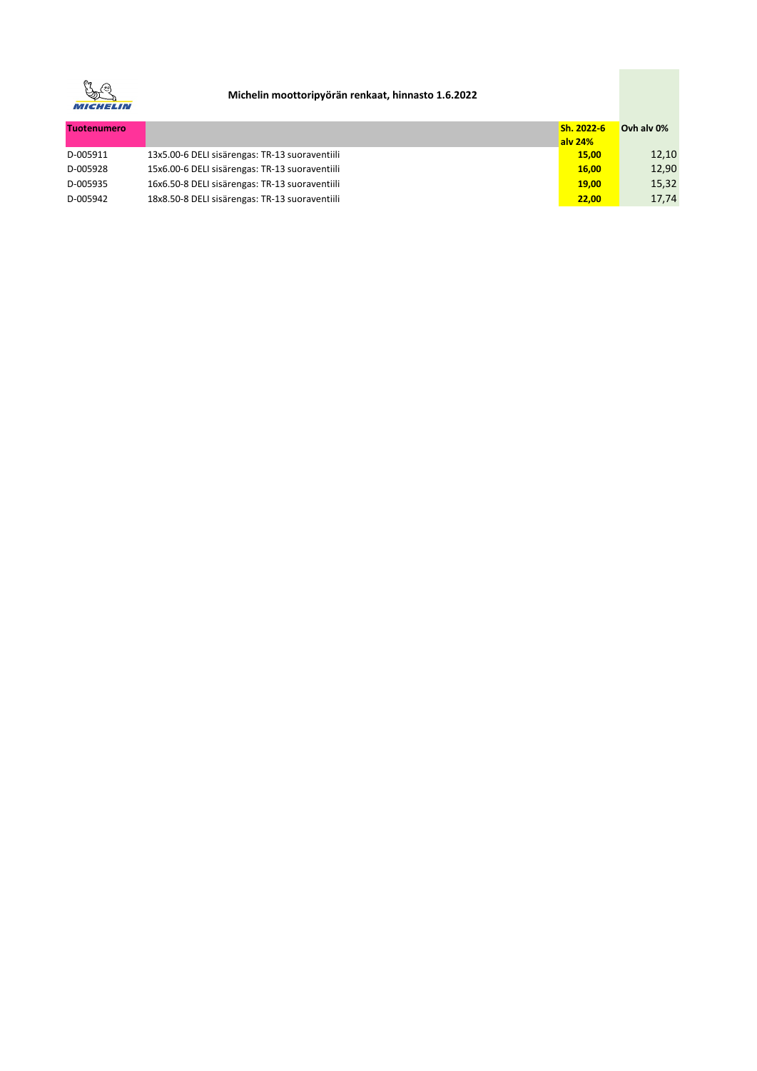**Michelin moottoripyörän renkaat, hinnasto 1.6.2022**

| Tuotenumero | | Sh. 2022-6 alv 24% | Ovh alv 0% |
|---|---|---|---|
| D-005911 | 13x5.00-6 DELI sisärengas: TR-13 suoraventiili | **15,00** | 12,10 |
| D-005928 | 15x6.00-6 DELI sisärengas: TR-13 suoraventiili | **16,00** | 12,90 |
| D-005935 | 16x6.50-8 DELI sisärengas: TR-13 suoraventiili | **19,00** | 15,32 |
| D-005942 | 18x8.50-8 DELI sisärengas: TR-13 suoraventiili | **22,00** | 17,74 |